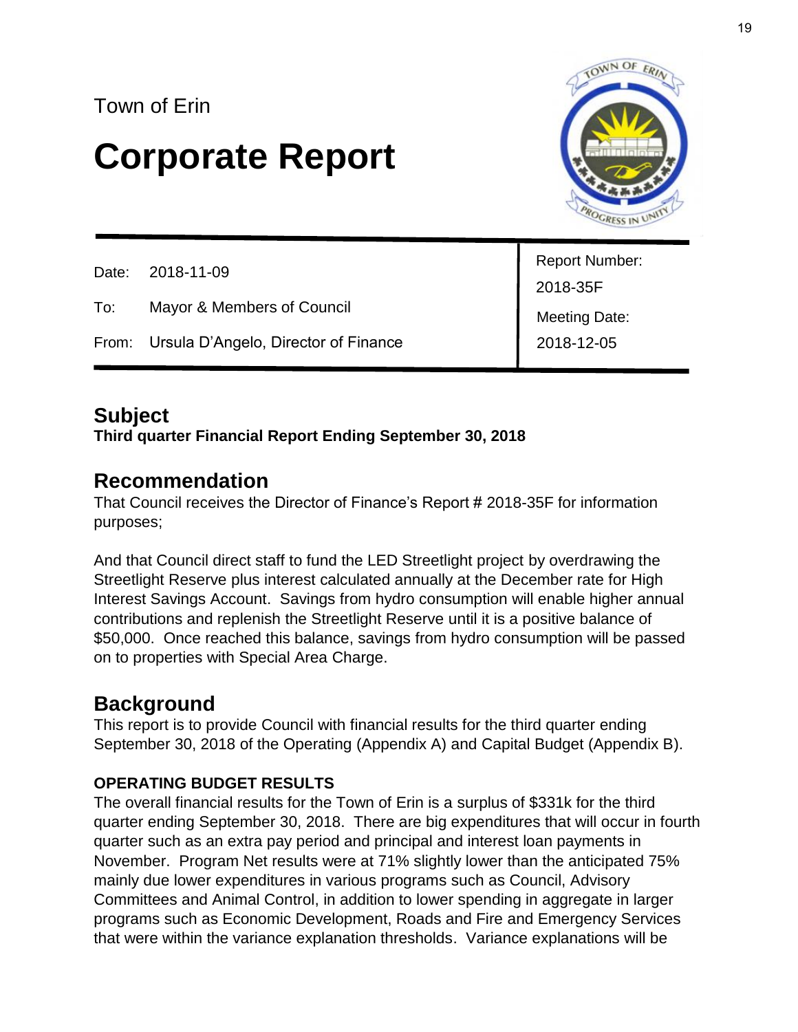Town of Erin

# Corporate Report

| | | Report Number: |
|---|---|---|
| Date: | 2018-11-09 | 2018-35F |
| To: | Mayor & Members of Council | Meeting Date: |
| From: | Ursula D'Angelo, Director of Finance | 2018-12-05 |

## Subject

**Third quarter Financial Report Ending September 30, 2018**

## Recommendation

That Council receives the Director of Finance's Report # 2018-35F for information purposes;

And that Council direct staff to fund the LED Streetlight project by overdrawing the Streetlight Reserve plus interest calculated annually at the December rate for High Interest Savings Account. Savings from hydro consumption will enable higher annual contributions and replenish the Streetlight Reserve until it is a positive balance of $50,000. Once reached this balance, savings from hydro consumption will be passed on to properties with Special Area Charge.

## Background

This report is to provide Council with financial results for the third quarter ending September 30, 2018 of the Operating (Appendix A) and Capital Budget (Appendix B).

### OPERATING BUDGET RESULTS

The overall financial results for the Town of Erin is a surplus of $331k for the third quarter ending September 30, 2018. There are big expenditures that will occur in fourth quarter such as an extra pay period and principal and interest loan payments in November. Program Net results were at 71% slightly lower than the anticipated 75% mainly due lower expenditures in various programs such as Council, Advisory Committees and Animal Control, in addition to lower spending in aggregate in larger programs such as Economic Development, Roads and Fire and Emergency Services that were within the variance explanation thresholds. Variance explanations will be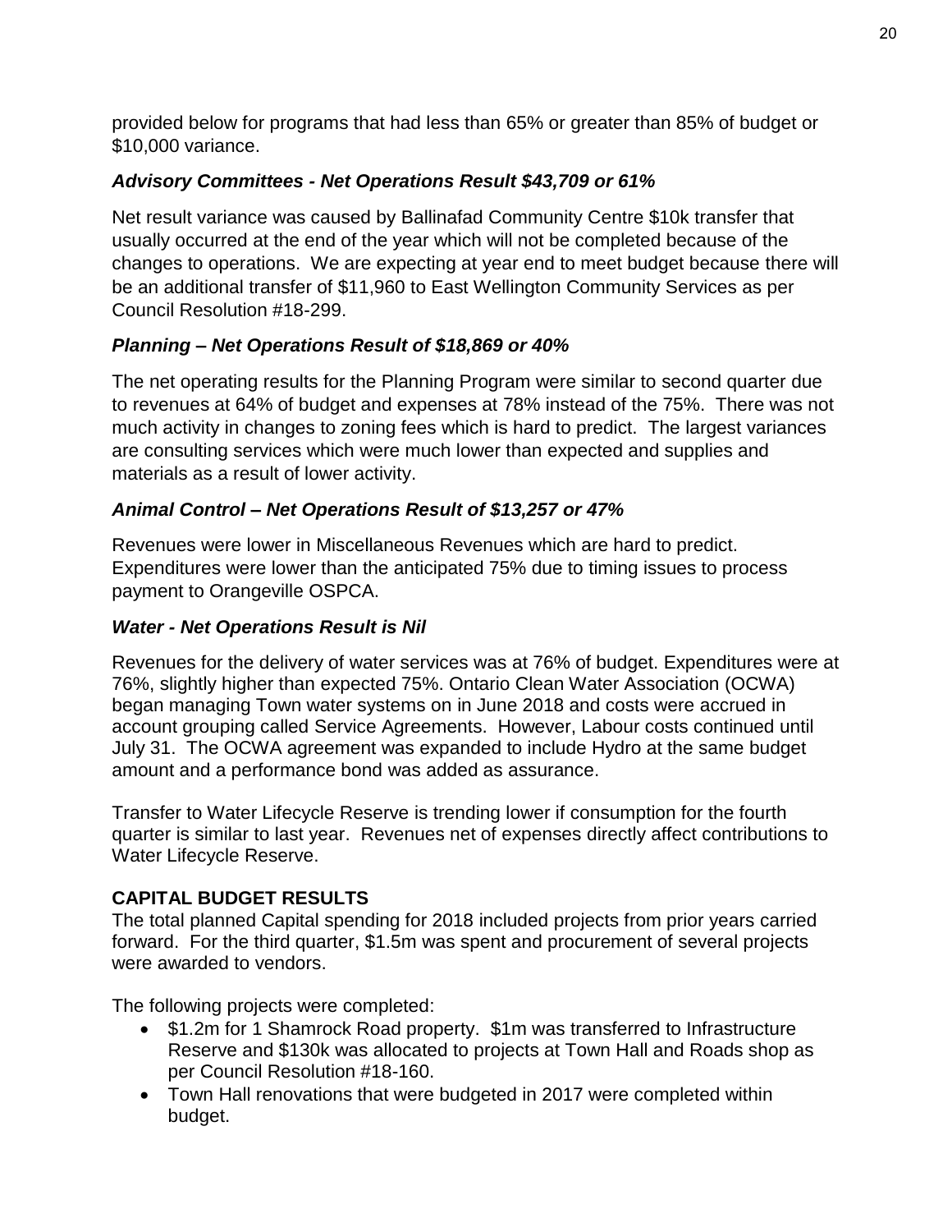provided below for programs that had less than 65% or greater than 85% of budget or $10,000 variance.

### *Advisory Committees - Net Operations Result $43,709 or 61%*

Net result variance was caused by Ballinafad Community Centre $10k transfer that usually occurred at the end of the year which will not be completed because of the changes to operations. We are expecting at year end to meet budget because there will be an additional transfer of $11,960 to East Wellington Community Services as per Council Resolution #18-299.

### *Planning – Net Operations Result of $18,869 or 40%*

The net operating results for the Planning Program were similar to second quarter due to revenues at 64% of budget and expenses at 78% instead of the 75%. There was not much activity in changes to zoning fees which is hard to predict. The largest variances are consulting services which were much lower than expected and supplies and materials as a result of lower activity.

### *Animal Control – Net Operations Result of $13,257 or 47%*

Revenues were lower in Miscellaneous Revenues which are hard to predict. Expenditures were lower than the anticipated 75% due to timing issues to process payment to Orangeville OSPCA.

### *Water - Net Operations Result is Nil*

Revenues for the delivery of water services was at 76% of budget. Expenditures were at 76%, slightly higher than expected 75%. Ontario Clean Water Association (OCWA) began managing Town water systems on in June 2018 and costs were accrued in account grouping called Service Agreements. However, Labour costs continued until July 31. The OCWA agreement was expanded to include Hydro at the same budget amount and a performance bond was added as assurance.

Transfer to Water Lifecycle Reserve is trending lower if consumption for the fourth quarter is similar to last year. Revenues net of expenses directly affect contributions to Water Lifecycle Reserve.

## CAPITAL BUDGET RESULTS

The total planned Capital spending for 2018 included projects from prior years carried forward. For the third quarter, $1.5m was spent and procurement of several projects were awarded to vendors.

The following projects were completed:

- $1.2m for 1 Shamrock Road property. $1m was transferred to Infrastructure Reserve and $130k was allocated to projects at Town Hall and Roads shop as per Council Resolution #18-160.
- Town Hall renovations that were budgeted in 2017 were completed within budget.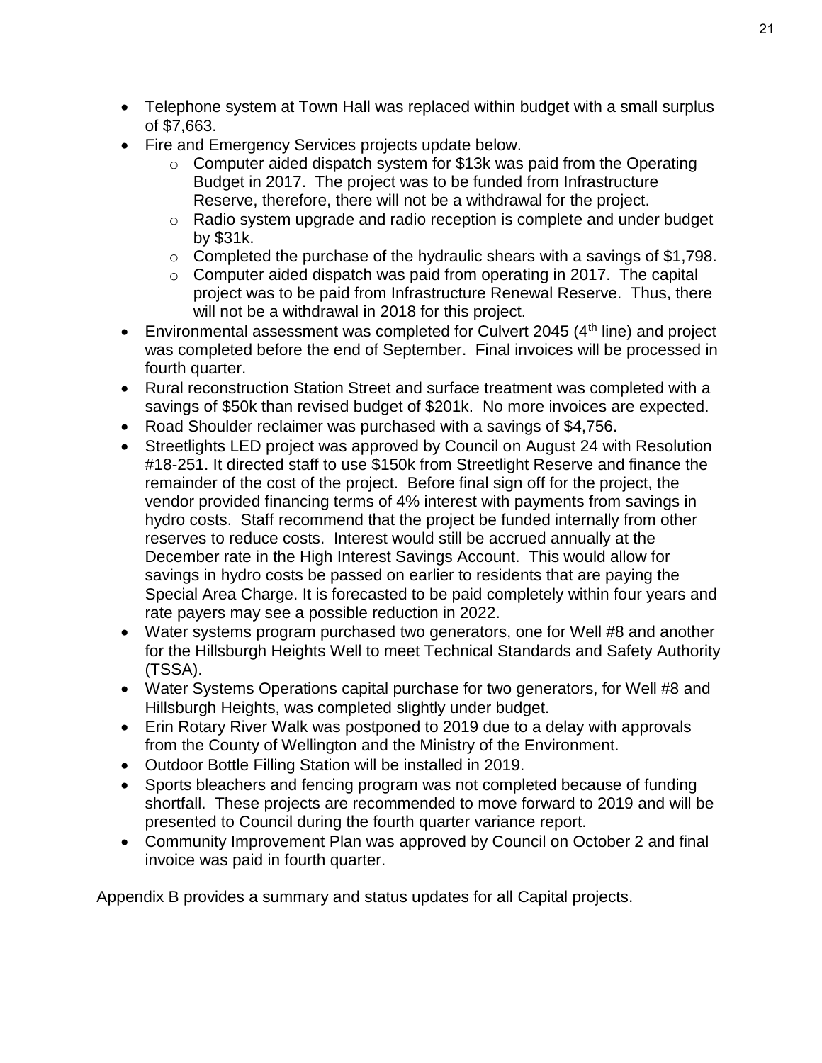- Telephone system at Town Hall was replaced within budget with a small surplus of $7,663.
- Fire and Emergency Services projects update below.
  - Computer aided dispatch system for $13k was paid from the Operating Budget in 2017. The project was to be funded from Infrastructure Reserve, therefore, there will not be a withdrawal for the project.
  - Radio system upgrade and radio reception is complete and under budget by $31k.
  - Completed the purchase of the hydraulic shears with a savings of $1,798.
  - Computer aided dispatch was paid from operating in 2017. The capital project was to be paid from Infrastructure Renewal Reserve. Thus, there will not be a withdrawal in 2018 for this project.
- Environmental assessment was completed for Culvert 2045 (4th line) and project was completed before the end of September. Final invoices will be processed in fourth quarter.
- Rural reconstruction Station Street and surface treatment was completed with a savings of $50k than revised budget of $201k. No more invoices are expected.
- Road Shoulder reclaimer was purchased with a savings of $4,756.
- Streetlights LED project was approved by Council on August 24 with Resolution #18-251. It directed staff to use $150k from Streetlight Reserve and finance the remainder of the cost of the project. Before final sign off for the project, the vendor provided financing terms of 4% interest with payments from savings in hydro costs. Staff recommend that the project be funded internally from other reserves to reduce costs. Interest would still be accrued annually at the December rate in the High Interest Savings Account. This would allow for savings in hydro costs be passed on earlier to residents that are paying the Special Area Charge. It is forecasted to be paid completely within four years and rate payers may see a possible reduction in 2022.
- Water systems program purchased two generators, one for Well #8 and another for the Hillsburgh Heights Well to meet Technical Standards and Safety Authority (TSSA).
- Water Systems Operations capital purchase for two generators, for Well #8 and Hillsburgh Heights, was completed slightly under budget.
- Erin Rotary River Walk was postponed to 2019 due to a delay with approvals from the County of Wellington and the Ministry of the Environment.
- Outdoor Bottle Filling Station will be installed in 2019.
- Sports bleachers and fencing program was not completed because of funding shortfall. These projects are recommended to move forward to 2019 and will be presented to Council during the fourth quarter variance report.
- Community Improvement Plan was approved by Council on October 2 and final invoice was paid in fourth quarter.

Appendix B provides a summary and status updates for all Capital projects.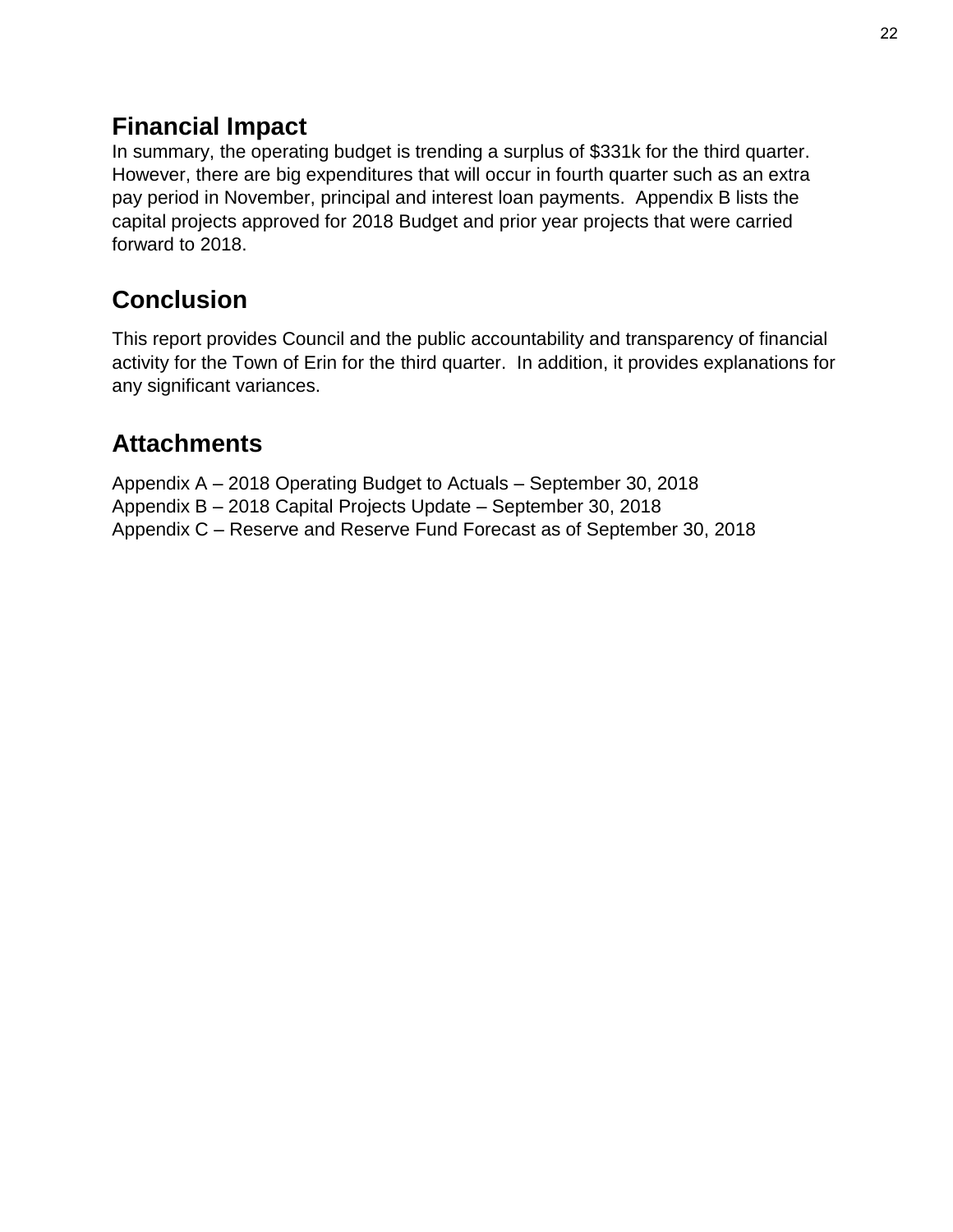## Financial Impact

In summary, the operating budget is trending a surplus of $331k for the third quarter. However, there are big expenditures that will occur in fourth quarter such as an extra pay period in November, principal and interest loan payments. Appendix B lists the capital projects approved for 2018 Budget and prior year projects that were carried forward to 2018.

## Conclusion

This report provides Council and the public accountability and transparency of financial activity for the Town of Erin for the third quarter. In addition, it provides explanations for any significant variances.

## Attachments

Appendix A – 2018 Operating Budget to Actuals – September 30, 2018
Appendix B – 2018 Capital Projects Update – September 30, 2018
Appendix C – Reserve and Reserve Fund Forecast as of September 30, 2018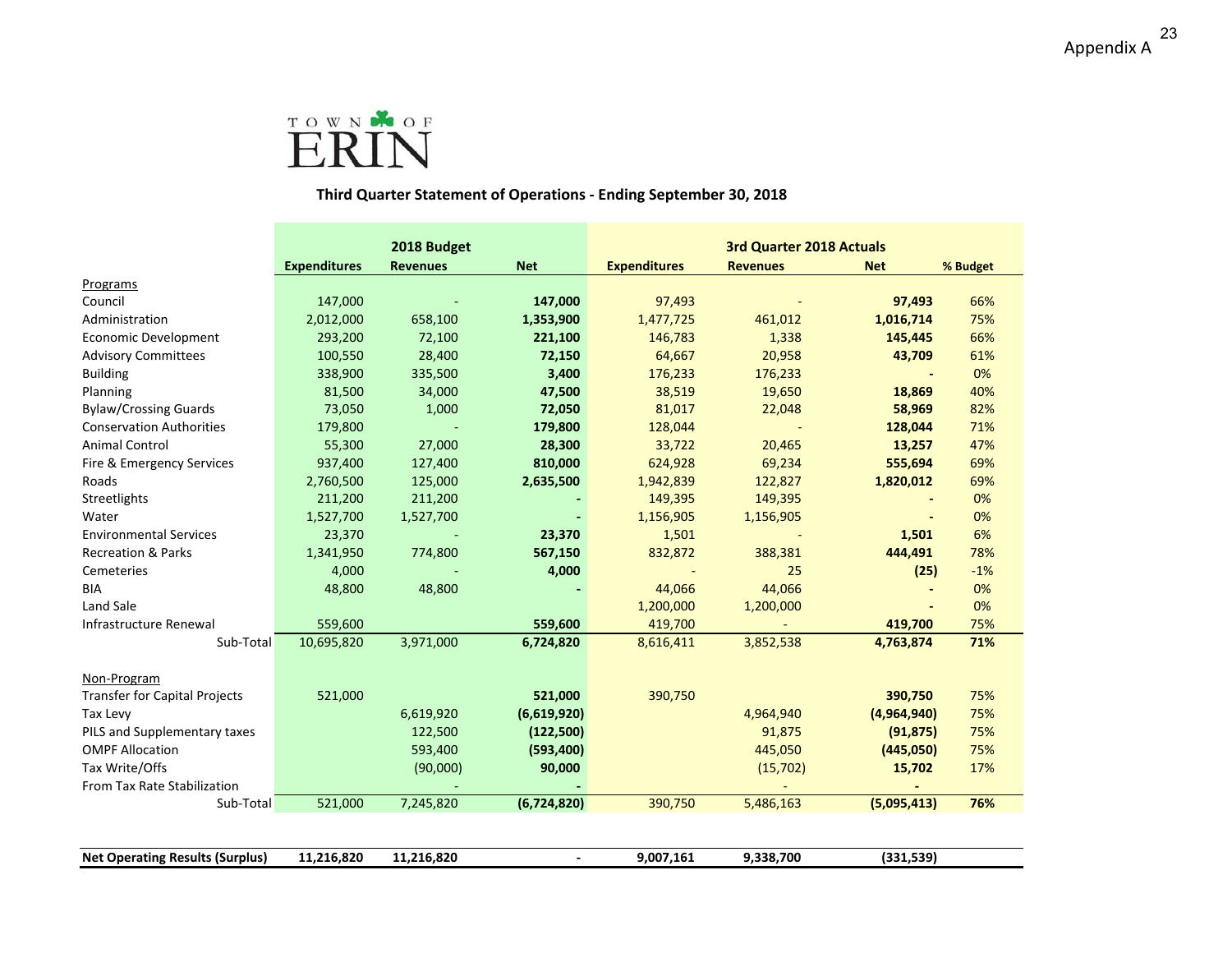Appendix A

TOWN OF ERIN

**Third Quarter Statement of Operations - Ending September 30, 2018**

| | 2018 Budget | | | 3rd Quarter 2018 Actuals | | | |
|---|---|---|---|---|---|---|---|
| | **Expenditures** | **Revenues** | **Net** | **Expenditures** | **Revenues** | **Net** | **% Budget** |
| Programs | | | | | | | |
| Council | 147,000 | - | **147,000** | 97,493 | - | **97,493** | 66% |
| Administration | 2,012,000 | 658,100 | **1,353,900** | 1,477,725 | 461,012 | **1,016,714** | 75% |
| Economic Development | 293,200 | 72,100 | **221,100** | 146,783 | 1,338 | **145,445** | 66% |
| Advisory Committees | 100,550 | 28,400 | **72,150** | 64,667 | 20,958 | **43,709** | 61% |
| Building | 338,900 | 335,500 | **3,400** | 176,233 | 176,233 | **-** | 0% |
| Planning | 81,500 | 34,000 | **47,500** | 38,519 | 19,650 | **18,869** | 40% |
| Bylaw/Crossing Guards | 73,050 | 1,000 | **72,050** | 81,017 | 22,048 | **58,969** | 82% |
| Conservation Authorities | 179,800 | - | **179,800** | 128,044 | - | **128,044** | 71% |
| Animal Control | 55,300 | 27,000 | **28,300** | 33,722 | 20,465 | **13,257** | 47% |
| Fire & Emergency Services | 937,400 | 127,400 | **810,000** | 624,928 | 69,234 | **555,694** | 69% |
| Roads | 2,760,500 | 125,000 | **2,635,500** | 1,942,839 | 122,827 | **1,820,012** | 69% |
| Streetlights | 211,200 | 211,200 | **-** | 149,395 | 149,395 | **-** | 0% |
| Water | 1,527,700 | 1,527,700 | **-** | 1,156,905 | 1,156,905 | **-** | 0% |
| Environmental Services | 23,370 | - | **23,370** | 1,501 | - | **1,501** | 6% |
| Recreation & Parks | 1,341,950 | 774,800 | **567,150** | 832,872 | 388,381 | **444,491** | 78% |
| Cemeteries | 4,000 | - | **4,000** | - | 25 | **(25)** | -1% |
| BIA | 48,800 | 48,800 | **-** | 44,066 | 44,066 | **-** | 0% |
| Land Sale | | | | 1,200,000 | 1,200,000 | **-** | 0% |
| Infrastructure Renewal | 559,600 | | **559,600** | 419,700 | - | **419,700** | 75% |
| Sub-Total | 10,695,820 | 3,971,000 | **6,724,820** | 8,616,411 | 3,852,538 | **4,763,874** | **71%** |
| | | | | | | | |
| Non-Program | | | | | | | |
| Transfer for Capital Projects | 521,000 | | **521,000** | 390,750 | | **390,750** | 75% |
| Tax Levy | | 6,619,920 | **(6,619,920)** | | 4,964,940 | **(4,964,940)** | 75% |
| PILS and Supplementary taxes | | 122,500 | **(122,500)** | | 91,875 | **(91,875)** | 75% |
| OMPF Allocation | | 593,400 | **(593,400)** | | 445,050 | **(445,050)** | 75% |
| Tax Write/Offs | | (90,000) | **90,000** | | (15,702) | **15,702** | 17% |
| From Tax Rate Stabilization | | - | **-** | | - | **-** | |
| Sub-Total | 521,000 | 7,245,820 | **(6,724,820)** | 390,750 | 5,486,163 | **(5,095,413)** | **76%** |
| | | | | | | | |
| **Net Operating Results (Surplus)** | **11,216,820** | **11,216,820** | **-** | **9,007,161** | **9,338,700** | **(331,539)** | |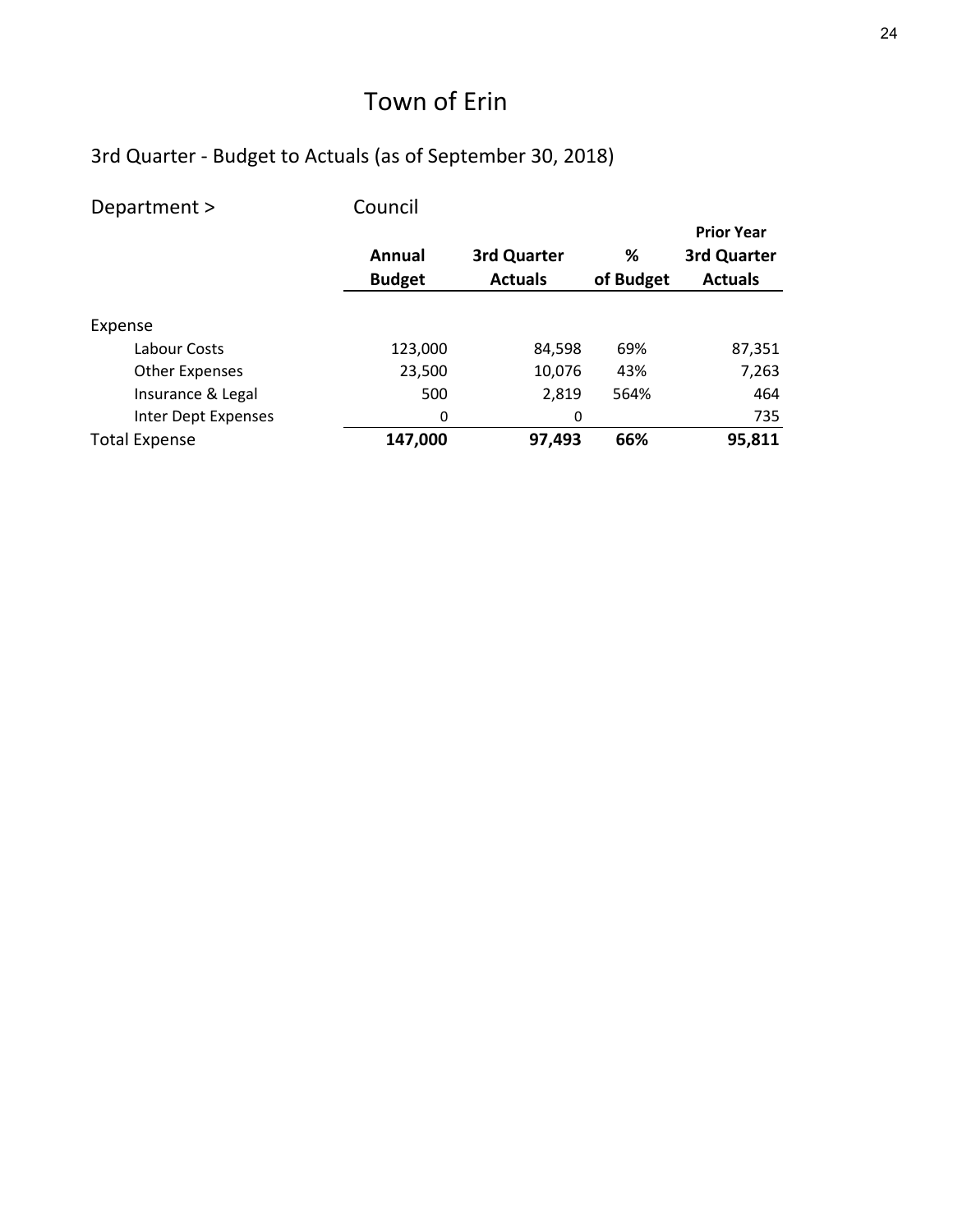# Town of Erin

## 3rd Quarter - Budget to Actuals (as of September 30, 2018)

Department > Council

| | Annual Budget | 3rd Quarter Actuals | % of Budget | Prior Year 3rd Quarter Actuals |
|---|---|---|---|---|
| Expense | | | | |
| Labour Costs | 123,000 | 84,598 | 69% | 87,351 |
| Other Expenses | 23,500 | 10,076 | 43% | 7,263 |
| Insurance & Legal | 500 | 2,819 | 564% | 464 |
| Inter Dept Expenses | 0 | 0 | | 735 |
| **Total Expense** | **147,000** | **97,493** | **66%** | **95,811** |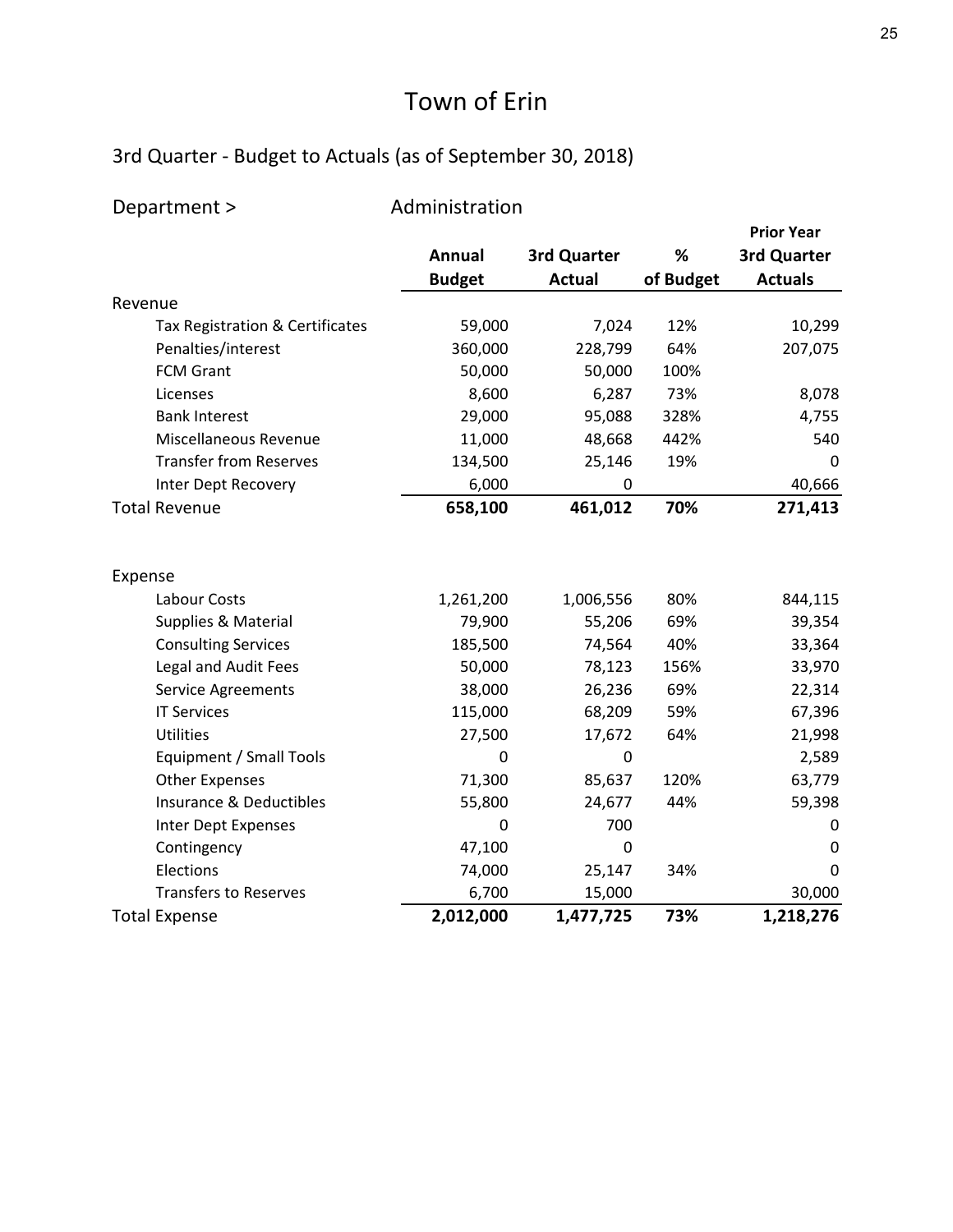# Town of Erin

## 3rd Quarter - Budget to Actuals (as of September 30, 2018)

Department > Administration

| | Annual Budget | 3rd Quarter Actual | % of Budget | Prior Year 3rd Quarter Actuals |
|---|---|---|---|---|
| **Revenue** | | | | |
| Tax Registration & Certificates | 59,000 | 7,024 | 12% | 10,299 |
| Penalties/interest | 360,000 | 228,799 | 64% | 207,075 |
| FCM Grant | 50,000 | 50,000 | 100% | |
| Licenses | 8,600 | 6,287 | 73% | 8,078 |
| Bank Interest | 29,000 | 95,088 | 328% | 4,755 |
| Miscellaneous Revenue | 11,000 | 48,668 | 442% | 540 |
| Transfer from Reserves | 134,500 | 25,146 | 19% | 0 |
| Inter Dept Recovery | 6,000 | 0 | | 40,666 |
| **Total Revenue** | **658,100** | **461,012** | **70%** | **271,413** |
| **Expense** | | | | |
| Labour Costs | 1,261,200 | 1,006,556 | 80% | 844,115 |
| Supplies & Material | 79,900 | 55,206 | 69% | 39,354 |
| Consulting Services | 185,500 | 74,564 | 40% | 33,364 |
| Legal and Audit Fees | 50,000 | 78,123 | 156% | 33,970 |
| Service Agreements | 38,000 | 26,236 | 69% | 22,314 |
| IT Services | 115,000 | 68,209 | 59% | 67,396 |
| Utilities | 27,500 | 17,672 | 64% | 21,998 |
| Equipment / Small Tools | 0 | 0 | | 2,589 |
| Other Expenses | 71,300 | 85,637 | 120% | 63,779 |
| Insurance & Deductibles | 55,800 | 24,677 | 44% | 59,398 |
| Inter Dept Expenses | 0 | 700 | | 0 |
| Contingency | 47,100 | 0 | | 0 |
| Elections | 74,000 | 25,147 | 34% | 0 |
| Transfers to Reserves | 6,700 | 15,000 | | 30,000 |
| **Total Expense** | **2,012,000** | **1,477,725** | **73%** | **1,218,276** |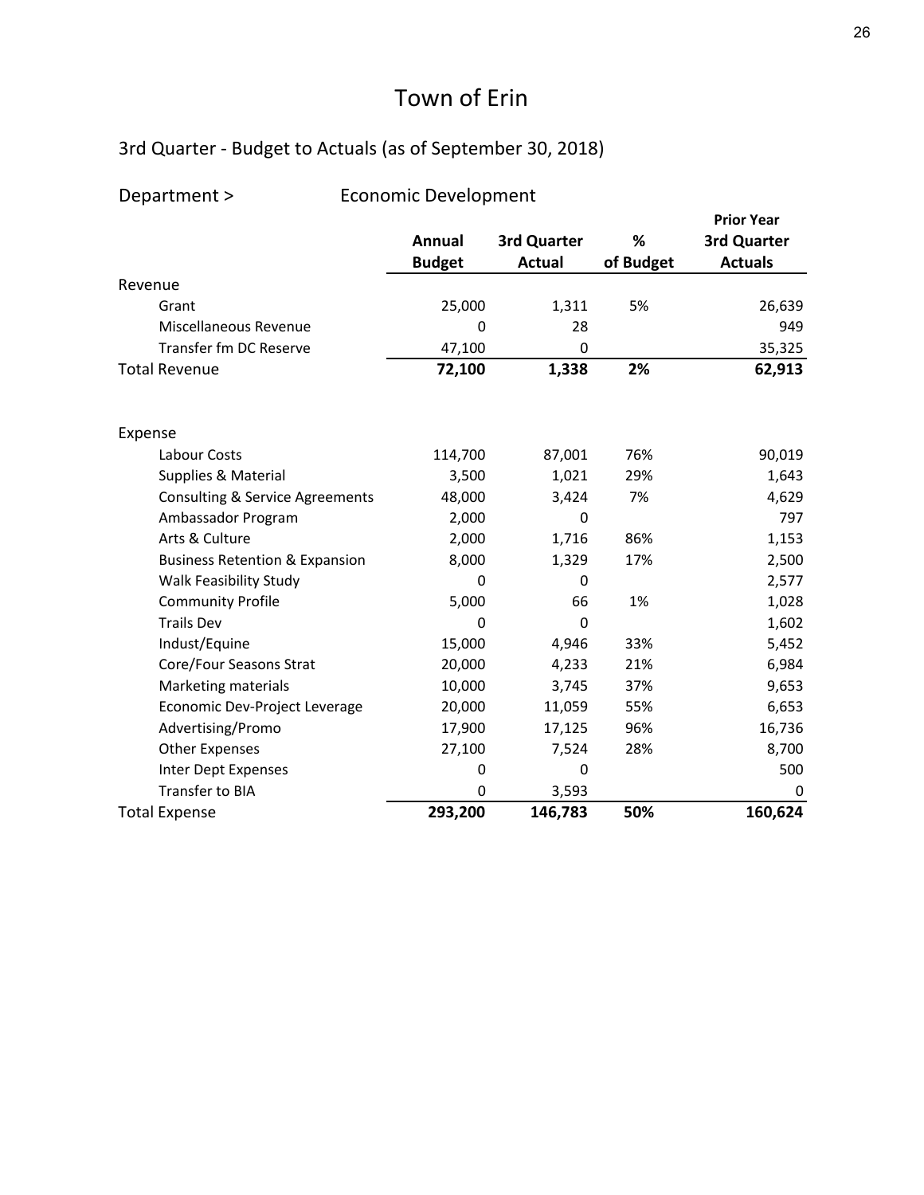# Town of Erin

## 3rd Quarter - Budget to Actuals (as of September 30, 2018)

### Department > Economic Development

| | Annual Budget | 3rd Quarter Actual | % of Budget | Prior Year 3rd Quarter Actuals |
|---|---|---|---|---|
| Revenue | | | | |
| Grant | 25,000 | 1,311 | 5% | 26,639 |
| Miscellaneous Revenue | 0 | 28 | | 949 |
| Transfer fm DC Reserve | 47,100 | 0 | | 35,325 |
| **Total Revenue** | **72,100** | **1,338** | **2%** | **62,913** |
| | | | | |
| Expense | | | | |
| Labour Costs | 114,700 | 87,001 | 76% | 90,019 |
| Supplies & Material | 3,500 | 1,021 | 29% | 1,643 |
| Consulting & Service Agreements | 48,000 | 3,424 | 7% | 4,629 |
| Ambassador Program | 2,000 | 0 | | 797 |
| Arts & Culture | 2,000 | 1,716 | 86% | 1,153 |
| Business Retention & Expansion | 8,000 | 1,329 | 17% | 2,500 |
| Walk Feasibility Study | 0 | 0 | | 2,577 |
| Community Profile | 5,000 | 66 | 1% | 1,028 |
| Trails Dev | 0 | 0 | | 1,602 |
| Indust/Equine | 15,000 | 4,946 | 33% | 5,452 |
| Core/Four Seasons Strat | 20,000 | 4,233 | 21% | 6,984 |
| Marketing materials | 10,000 | 3,745 | 37% | 9,653 |
| Economic Dev-Project Leverage | 20,000 | 11,059 | 55% | 6,653 |
| Advertising/Promo | 17,900 | 17,125 | 96% | 16,736 |
| Other Expenses | 27,100 | 7,524 | 28% | 8,700 |
| Inter Dept Expenses | 0 | 0 | | 500 |
| Transfer to BIA | 0 | 3,593 | | 0 |
| **Total Expense** | **293,200** | **146,783** | **50%** | **160,624** |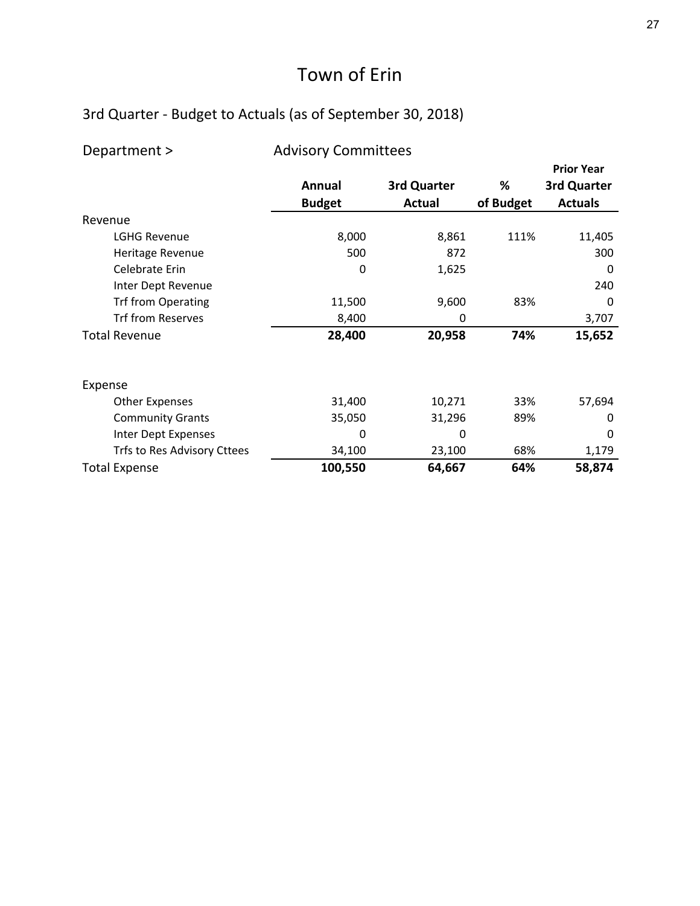# Town of Erin

## 3rd Quarter - Budget to Actuals (as of September 30, 2018)

### Department > Advisory Committees

| | Annual Budget | 3rd Quarter Actual | % of Budget | Prior Year 3rd Quarter Actuals |
|---|---|---|---|---|
| **Revenue** | | | | |
| LGHG Revenue | 8,000 | 8,861 | 111% | 11,405 |
| Heritage Revenue | 500 | 872 | | 300 |
| Celebrate Erin | 0 | 1,625 | | 0 |
| Inter Dept Revenue | | | | 240 |
| Trf from Operating | 11,500 | 9,600 | 83% | 0 |
| Trf from Reserves | 8,400 | 0 | | 3,707 |
| Total Revenue | **28,400** | **20,958** | **74%** | **15,652** |
| | | | | |
| **Expense** | | | | |
| Other Expenses | 31,400 | 10,271 | 33% | 57,694 |
| Community Grants | 35,050 | 31,296 | 89% | 0 |
| Inter Dept Expenses | 0 | 0 | | 0 |
| Trfs to Res Advisory Cttees | 34,100 | 23,100 | 68% | 1,179 |
| Total Expense | **100,550** | **64,667** | **64%** | **58,874** |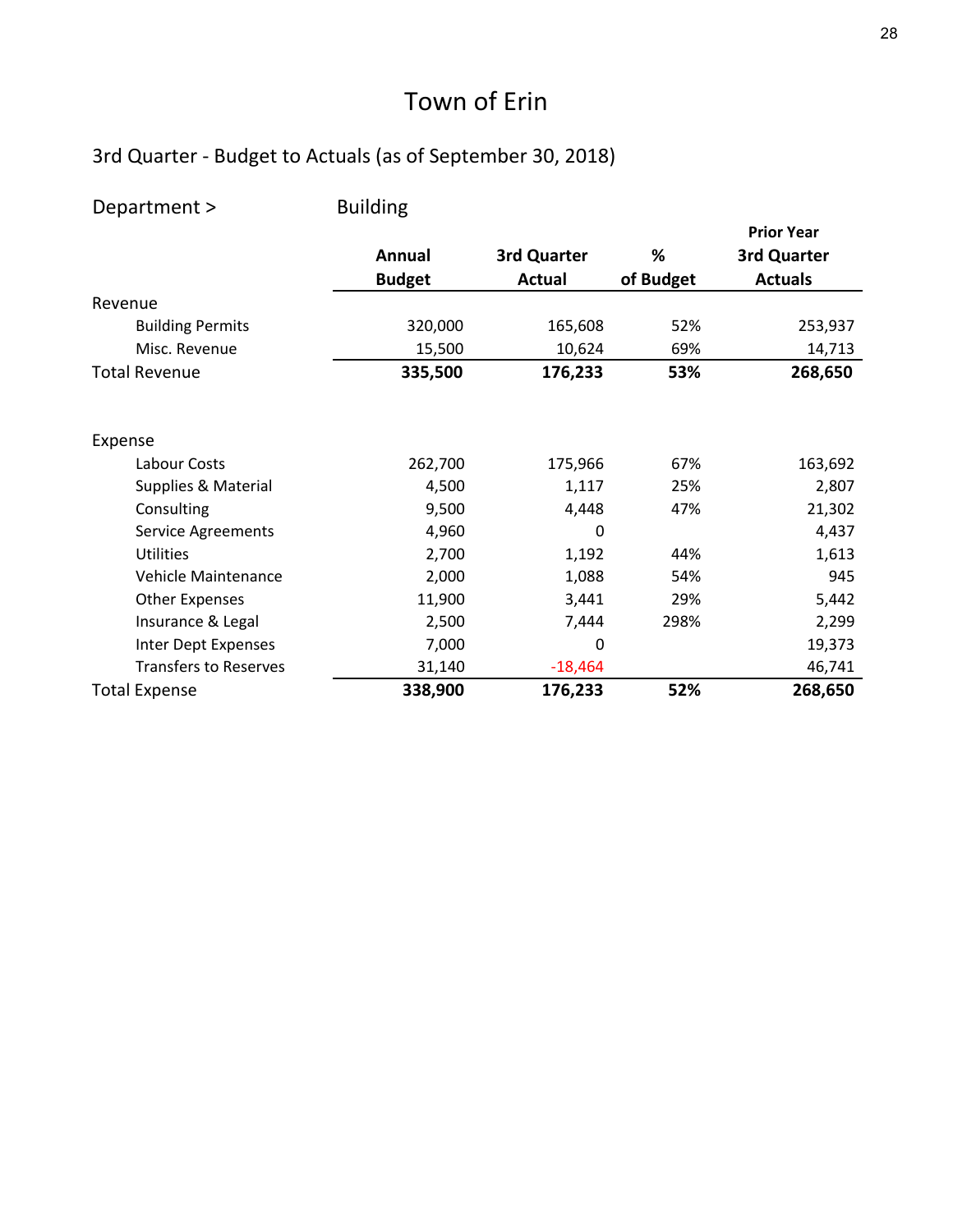# Town of Erin

## 3rd Quarter - Budget to Actuals (as of September 30, 2018)

Department > Building

| | Annual Budget | 3rd Quarter Actual | % of Budget | Prior Year 3rd Quarter Actuals |
|---|---|---|---|---|
| Revenue | | | | |
| Building Permits | 320,000 | 165,608 | 52% | 253,937 |
| Misc. Revenue | 15,500 | 10,624 | 69% | 14,713 |
| **Total Revenue** | **335,500** | **176,233** | **53%** | **268,650** |
| | | | | |
| Expense | | | | |
| Labour Costs | 262,700 | 175,966 | 67% | 163,692 |
| Supplies & Material | 4,500 | 1,117 | 25% | 2,807 |
| Consulting | 9,500 | 4,448 | 47% | 21,302 |
| Service Agreements | 4,960 | 0 | | 4,437 |
| Utilities | 2,700 | 1,192 | 44% | 1,613 |
| Vehicle Maintenance | 2,000 | 1,088 | 54% | 945 |
| Other Expenses | 11,900 | 3,441 | 29% | 5,442 |
| Insurance & Legal | 2,500 | 7,444 | 298% | 2,299 |
| Inter Dept Expenses | 7,000 | 0 | | 19,373 |
| Transfers to Reserves | 31,140 | -18,464 | | 46,741 |
| **Total Expense** | **338,900** | **176,233** | **52%** | **268,650** |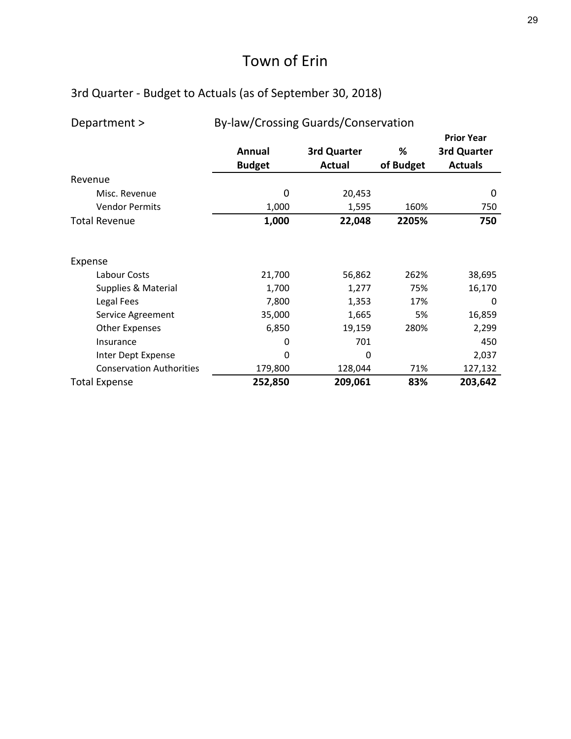# Town of Erin

## 3rd Quarter - Budget to Actuals (as of September 30, 2018)

Department > By-law/Crossing Guards/Conservation

| | Annual Budget | 3rd Quarter Actual | % of Budget | Prior Year 3rd Quarter Actuals |
|---|---|---|---|---|
| Revenue | | | | |
| Misc. Revenue | 0 | 20,453 | | 0 |
| Vendor Permits | 1,000 | 1,595 | 160% | 750 |
| **Total Revenue** | **1,000** | **22,048** | **2205%** | **750** |
| | | | | |
| Expense | | | | |
| Labour Costs | 21,700 | 56,862 | 262% | 38,695 |
| Supplies & Material | 1,700 | 1,277 | 75% | 16,170 |
| Legal Fees | 7,800 | 1,353 | 17% | 0 |
| Service Agreement | 35,000 | 1,665 | 5% | 16,859 |
| Other Expenses | 6,850 | 19,159 | 280% | 2,299 |
| Insurance | 0 | 701 | | 450 |
| Inter Dept Expense | 0 | 0 | | 2,037 |
| Conservation Authorities | 179,800 | 128,044 | 71% | 127,132 |
| **Total Expense** | **252,850** | **209,061** | **83%** | **203,642** |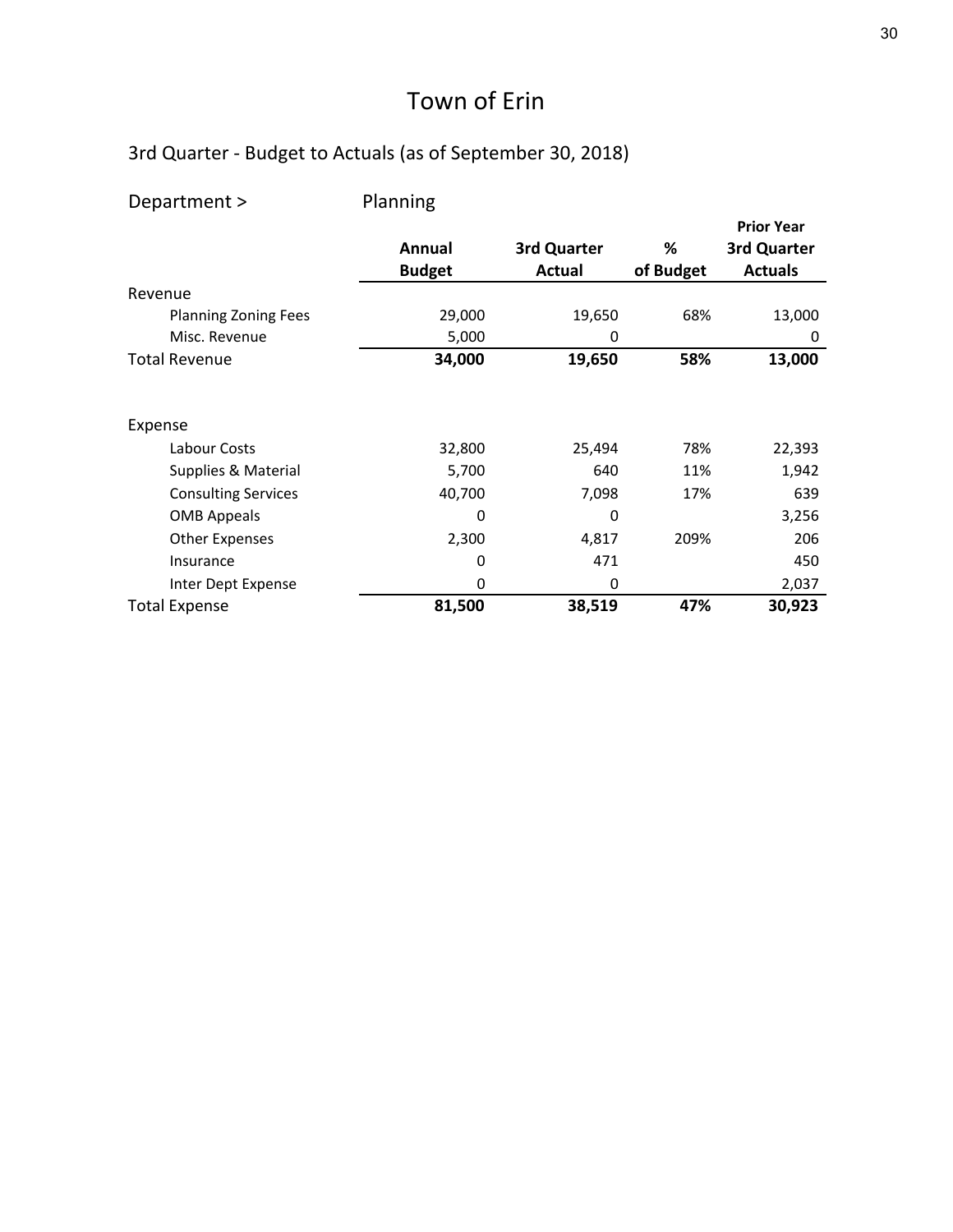# Town of Erin

## 3rd Quarter - Budget to Actuals (as of September 30, 2018)

Department > Planning

| | Annual Budget | 3rd Quarter Actual | % of Budget | Prior Year 3rd Quarter Actuals |
|---|---|---|---|---|
| Revenue | | | | |
| Planning Zoning Fees | 29,000 | 19,650 | 68% | 13,000 |
| Misc. Revenue | 5,000 | 0 | | 0 |
| **Total Revenue** | **34,000** | **19,650** | **58%** | **13,000** |
| | | | | |
| Expense | | | | |
| Labour Costs | 32,800 | 25,494 | 78% | 22,393 |
| Supplies & Material | 5,700 | 640 | 11% | 1,942 |
| Consulting Services | 40,700 | 7,098 | 17% | 639 |
| OMB Appeals | 0 | 0 | | 3,256 |
| Other Expenses | 2,300 | 4,817 | 209% | 206 |
| Insurance | 0 | 471 | | 450 |
| Inter Dept Expense | 0 | 0 | | 2,037 |
| **Total Expense** | **81,500** | **38,519** | **47%** | **30,923** |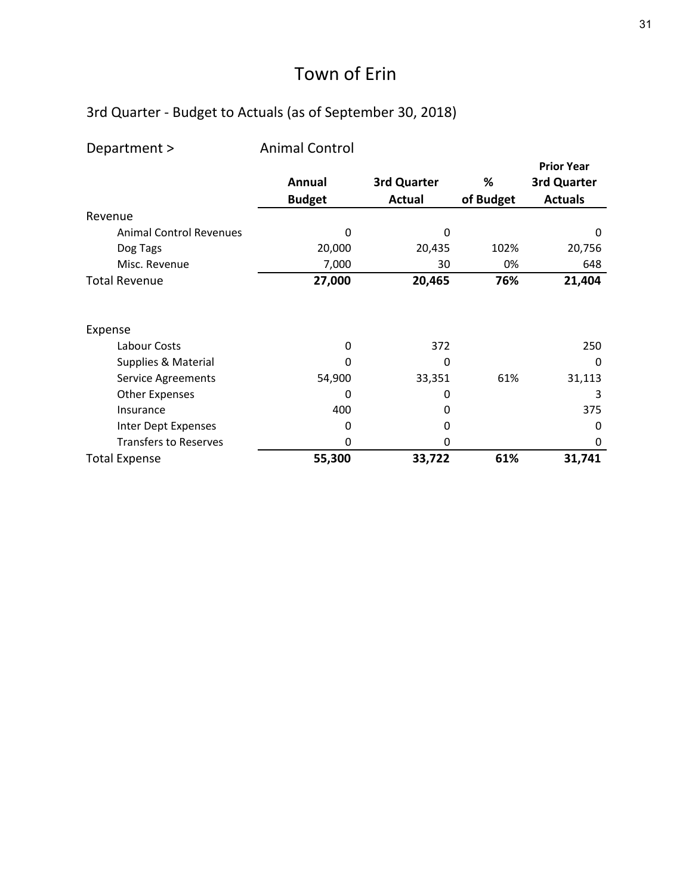# Town of Erin

## 3rd Quarter - Budget to Actuals (as of September 30, 2018)

Department > Animal Control

| | Annual Budget | 3rd Quarter Actual | % of Budget | Prior Year 3rd Quarter Actuals |
|---|---|---|---|---|
| **Revenue** | | | | |
| Animal Control Revenues | 0 | 0 | | 0 |
| Dog Tags | 20,000 | 20,435 | 102% | 20,756 |
| Misc. Revenue | 7,000 | 30 | 0% | 648 |
| **Total Revenue** | **27,000** | **20,465** | **76%** | **21,404** |
| | | | | |
| **Expense** | | | | |
| Labour Costs | 0 | 372 | | 250 |
| Supplies & Material | 0 | 0 | | 0 |
| Service Agreements | 54,900 | 33,351 | 61% | 31,113 |
| Other Expenses | 0 | 0 | | 3 |
| Insurance | 400 | 0 | | 375 |
| Inter Dept Expenses | 0 | 0 | | 0 |
| Transfers to Reserves | 0 | 0 | | 0 |
| **Total Expense** | **55,300** | **33,722** | **61%** | **31,741** |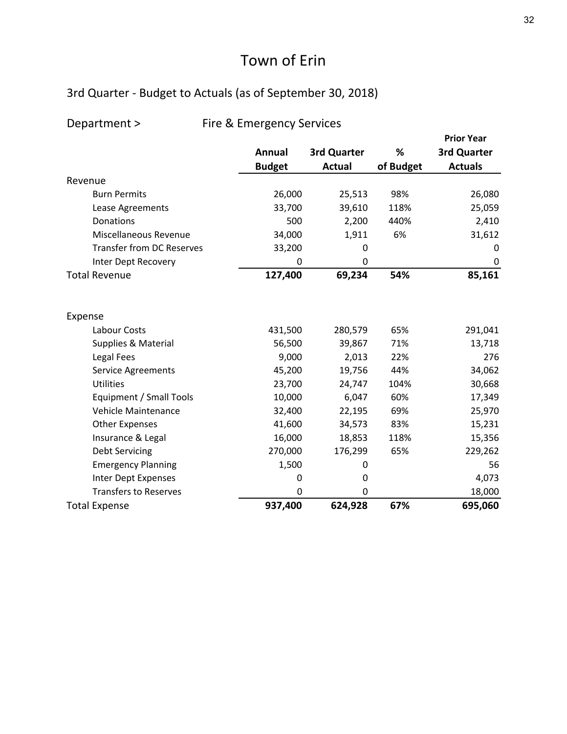# Town of Erin

## 3rd Quarter - Budget to Actuals (as of September 30, 2018)

Department > Fire & Emergency Services

| | Annual Budget | 3rd Quarter Actual | % of Budget | Prior Year 3rd Quarter Actuals |
|---|---|---|---|---|
| Revenue | | | | |
| Burn Permits | 26,000 | 25,513 | 98% | 26,080 |
| Lease Agreements | 33,700 | 39,610 | 118% | 25,059 |
| Donations | 500 | 2,200 | 440% | 2,410 |
| Miscellaneous Revenue | 34,000 | 1,911 | 6% | 31,612 |
| Transfer from DC Reserves | 33,200 | 0 | | 0 |
| Inter Dept Recovery | 0 | 0 | | 0 |
| **Total Revenue** | **127,400** | **69,234** | **54%** | **85,161** |
| | | | | |
| Expense | | | | |
| Labour Costs | 431,500 | 280,579 | 65% | 291,041 |
| Supplies & Material | 56,500 | 39,867 | 71% | 13,718 |
| Legal Fees | 9,000 | 2,013 | 22% | 276 |
| Service Agreements | 45,200 | 19,756 | 44% | 34,062 |
| Utilities | 23,700 | 24,747 | 104% | 30,668 |
| Equipment / Small Tools | 10,000 | 6,047 | 60% | 17,349 |
| Vehicle Maintenance | 32,400 | 22,195 | 69% | 25,970 |
| Other Expenses | 41,600 | 34,573 | 83% | 15,231 |
| Insurance & Legal | 16,000 | 18,853 | 118% | 15,356 |
| Debt Servicing | 270,000 | 176,299 | 65% | 229,262 |
| Emergency Planning | 1,500 | 0 | | 56 |
| Inter Dept Expenses | 0 | 0 | | 4,073 |
| Transfers to Reserves | 0 | 0 | | 18,000 |
| **Total Expense** | **937,400** | **624,928** | **67%** | **695,060** |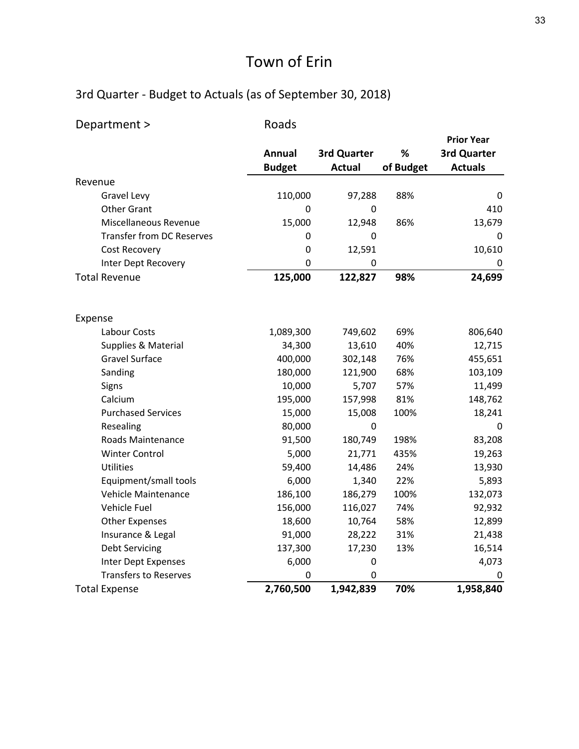# Town of Erin

## 3rd Quarter - Budget to Actuals (as of September 30, 2018)

Department > Roads

| | Annual Budget | 3rd Quarter Actual | % of Budget | Prior Year 3rd Quarter Actuals |
|---|---|---|---|---|
| **Revenue** | | | | |
| Gravel Levy | 110,000 | 97,288 | 88% | 0 |
| Other Grant | 0 | 0 | | 410 |
| Miscellaneous Revenue | 15,000 | 12,948 | 86% | 13,679 |
| Transfer from DC Reserves | 0 | 0 | | 0 |
| Cost Recovery | 0 | 12,591 | | 10,610 |
| Inter Dept Recovery | 0 | 0 | | 0 |
| Total Revenue | **125,000** | **122,827** | **98%** | **24,699** |
| | | | | |
| **Expense** | | | | |
| Labour Costs | 1,089,300 | 749,602 | 69% | 806,640 |
| Supplies & Material | 34,300 | 13,610 | 40% | 12,715 |
| Gravel Surface | 400,000 | 302,148 | 76% | 455,651 |
| Sanding | 180,000 | 121,900 | 68% | 103,109 |
| Signs | 10,000 | 5,707 | 57% | 11,499 |
| Calcium | 195,000 | 157,998 | 81% | 148,762 |
| Purchased Services | 15,000 | 15,008 | 100% | 18,241 |
| Resealing | 80,000 | 0 | | 0 |
| Roads Maintenance | 91,500 | 180,749 | 198% | 83,208 |
| Winter Control | 5,000 | 21,771 | 435% | 19,263 |
| Utilities | 59,400 | 14,486 | 24% | 13,930 |
| Equipment/small tools | 6,000 | 1,340 | 22% | 5,893 |
| Vehicle Maintenance | 186,100 | 186,279 | 100% | 132,073 |
| Vehicle Fuel | 156,000 | 116,027 | 74% | 92,932 |
| Other Expenses | 18,600 | 10,764 | 58% | 12,899 |
| Insurance & Legal | 91,000 | 28,222 | 31% | 21,438 |
| Debt Servicing | 137,300 | 17,230 | 13% | 16,514 |
| Inter Dept Expenses | 6,000 | 0 | | 4,073 |
| Transfers to Reserves | 0 | 0 | | 0 |
| Total Expense | **2,760,500** | **1,942,839** | **70%** | **1,958,840** |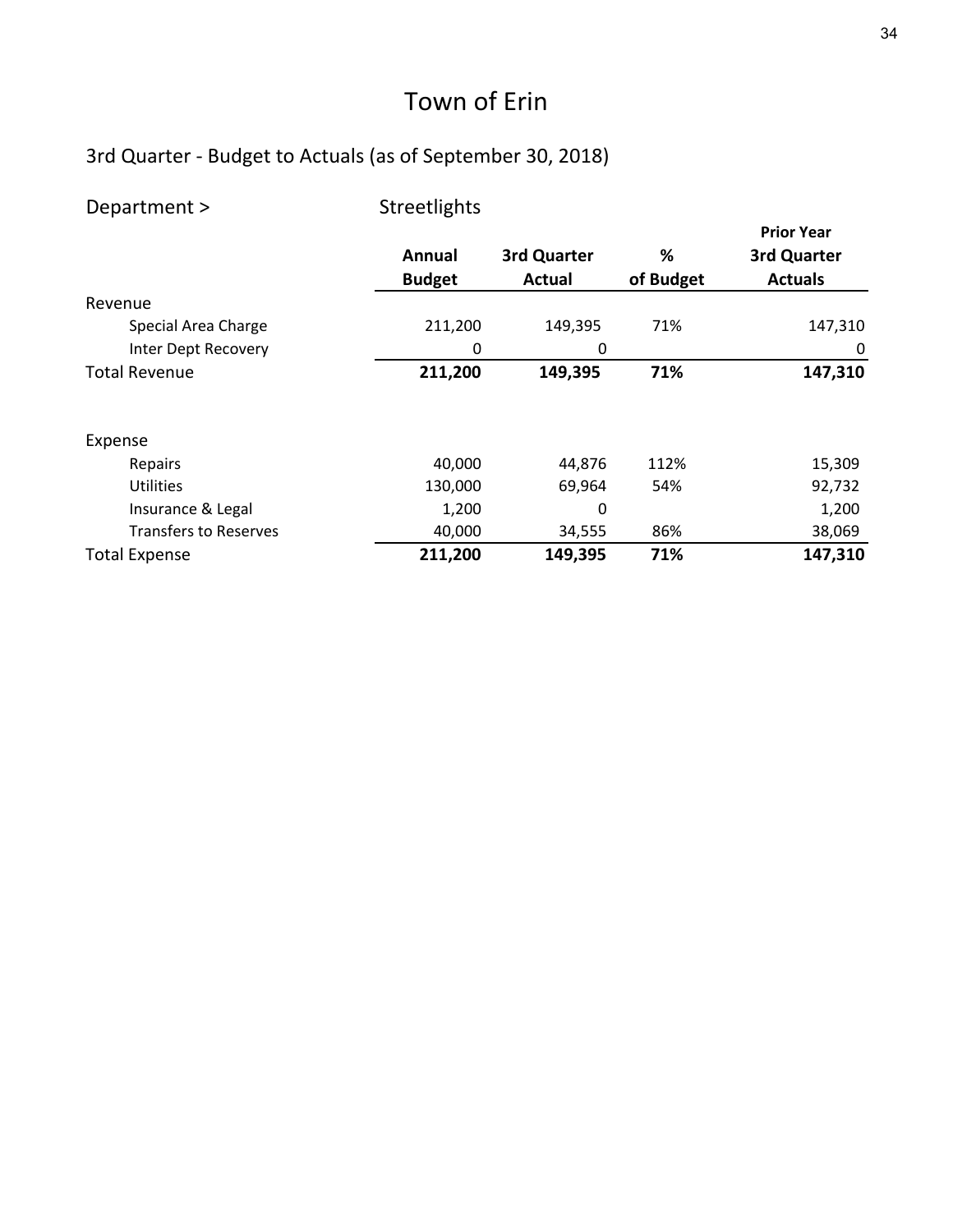# Town of Erin

## 3rd Quarter - Budget to Actuals (as of September 30, 2018)

Department > Streetlights

| | Annual Budget | 3rd Quarter Actual | % of Budget | Prior Year 3rd Quarter Actuals |
|---|---|---|---|---|
| Revenue | | | | |
| Special Area Charge | 211,200 | 149,395 | 71% | 147,310 |
| Inter Dept Recovery | 0 | 0 | | 0 |
| **Total Revenue** | **211,200** | **149,395** | **71%** | **147,310** |
| | | | | |
| Expense | | | | |
| Repairs | 40,000 | 44,876 | 112% | 15,309 |
| Utilities | 130,000 | 69,964 | 54% | 92,732 |
| Insurance & Legal | 1,200 | 0 | | 1,200 |
| Transfers to Reserves | 40,000 | 34,555 | 86% | 38,069 |
| **Total Expense** | **211,200** | **149,395** | **71%** | **147,310** |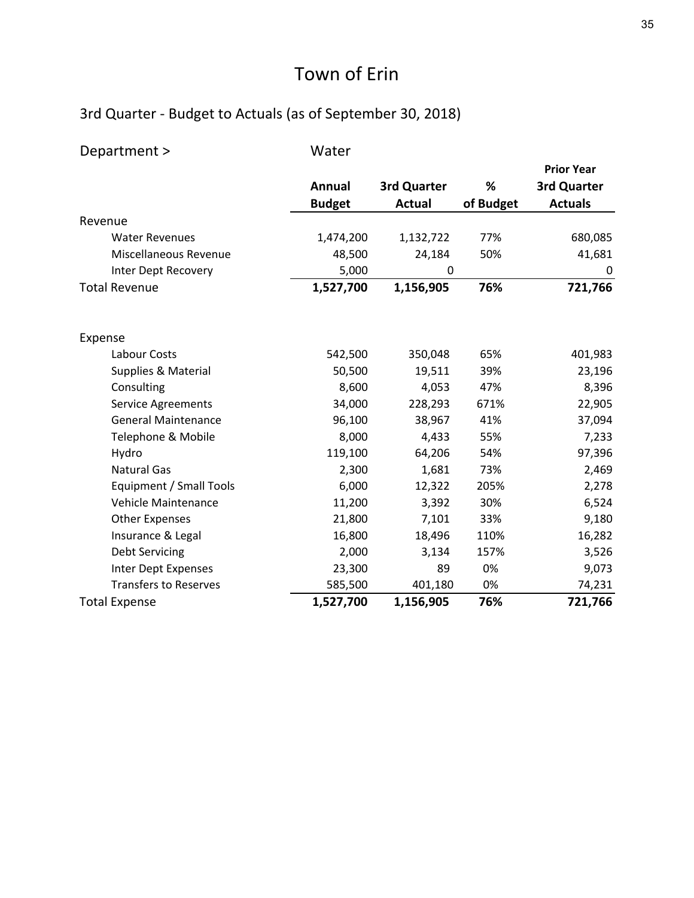# Town of Erin

## 3rd Quarter - Budget to Actuals (as of September 30, 2018)

| Department > | Water | | | |
|---|---|---|---|---|
| | **Annual Budget** | **3rd Quarter Actual** | **% of Budget** | **Prior Year 3rd Quarter Actuals** |
| Revenue | | | | |
| Water Revenues | 1,474,200 | 1,132,722 | 77% | 680,085 |
| Miscellaneous Revenue | 48,500 | 24,184 | 50% | 41,681 |
| Inter Dept Recovery | 5,000 | 0 | | 0 |
| Total Revenue | **1,527,700** | **1,156,905** | **76%** | **721,766** |
| | | | | |
| Expense | | | | |
| Labour Costs | 542,500 | 350,048 | 65% | 401,983 |
| Supplies & Material | 50,500 | 19,511 | 39% | 23,196 |
| Consulting | 8,600 | 4,053 | 47% | 8,396 |
| Service Agreements | 34,000 | 228,293 | 671% | 22,905 |
| General Maintenance | 96,100 | 38,967 | 41% | 37,094 |
| Telephone & Mobile | 8,000 | 4,433 | 55% | 7,233 |
| Hydro | 119,100 | 64,206 | 54% | 97,396 |
| Natural Gas | 2,300 | 1,681 | 73% | 2,469 |
| Equipment / Small Tools | 6,000 | 12,322 | 205% | 2,278 |
| Vehicle Maintenance | 11,200 | 3,392 | 30% | 6,524 |
| Other Expenses | 21,800 | 7,101 | 33% | 9,180 |
| Insurance & Legal | 16,800 | 18,496 | 110% | 16,282 |
| Debt Servicing | 2,000 | 3,134 | 157% | 3,526 |
| Inter Dept Expenses | 23,300 | 89 | 0% | 9,073 |
| Transfers to Reserves | 585,500 | 401,180 | 0% | 74,231 |
| Total Expense | **1,527,700** | **1,156,905** | **76%** | **721,766** |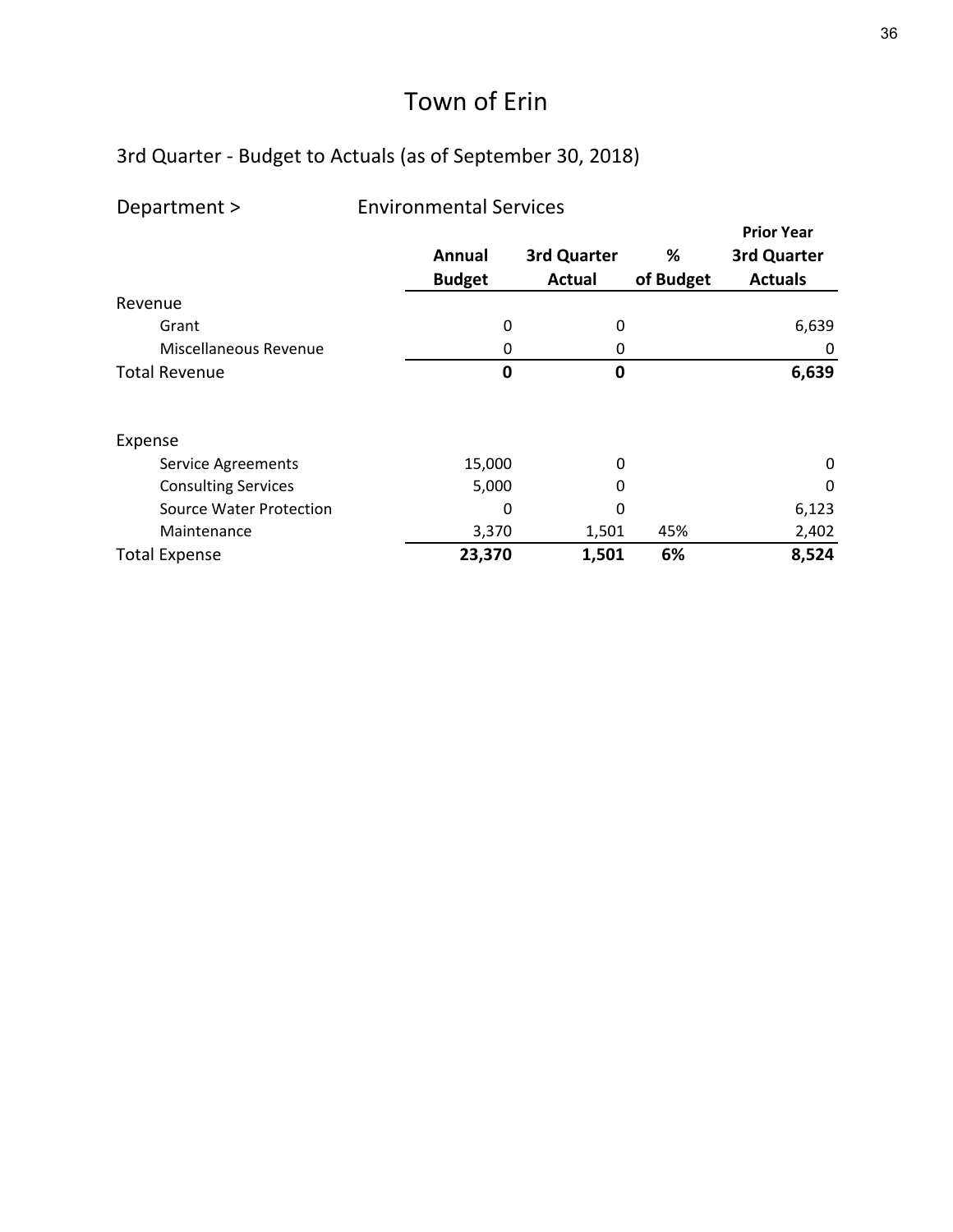# Town of Erin

## 3rd Quarter - Budget to Actuals (as of September 30, 2018)

Department > Environmental Services

| | Annual Budget | 3rd Quarter Actual | % of Budget | Prior Year 3rd Quarter Actuals |
|---|---|---|---|---|
| Revenue | | | | |
| Grant | 0 | 0 | | 6,639 |
| Miscellaneous Revenue | 0 | 0 | | 0 |
| **Total Revenue** | **0** | **0** | | **6,639** |
| | | | | |
| Expense | | | | |
| Service Agreements | 15,000 | 0 | | 0 |
| Consulting Services | 5,000 | 0 | | 0 |
| Source Water Protection | 0 | 0 | | 6,123 |
| Maintenance | 3,370 | 1,501 | 45% | 2,402 |
| **Total Expense** | **23,370** | **1,501** | **6%** | **8,524** |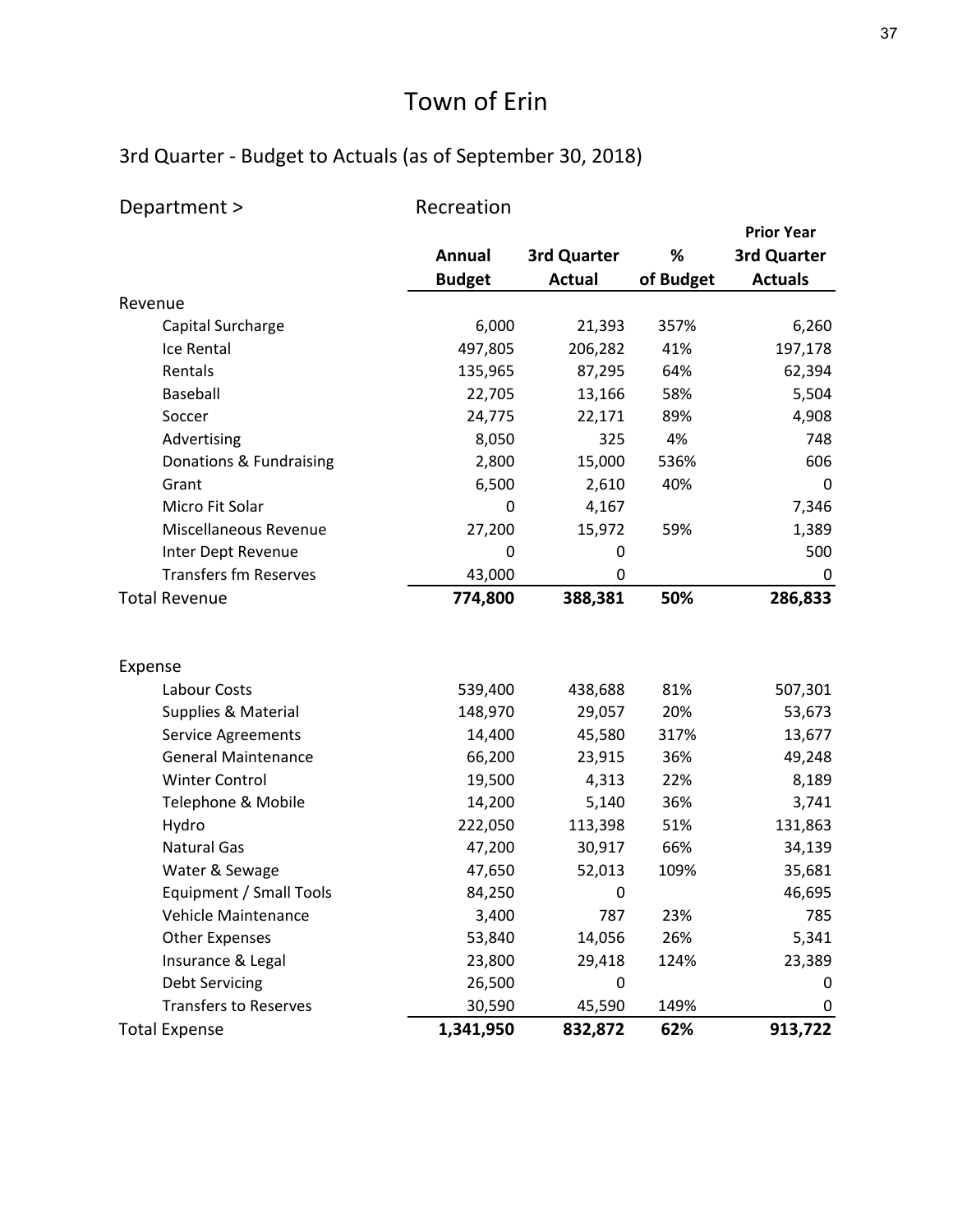# Town of Erin

## 3rd Quarter - Budget to Actuals (as of September 30, 2018)

Department > Recreation

| | Annual Budget | 3rd Quarter Actual | % of Budget | Prior Year 3rd Quarter Actuals |
|---|---|---|---|---|
| **Revenue** | | | | |
| Capital Surcharge | 6,000 | 21,393 | 357% | 6,260 |
| Ice Rental | 497,805 | 206,282 | 41% | 197,178 |
| Rentals | 135,965 | 87,295 | 64% | 62,394 |
| Baseball | 22,705 | 13,166 | 58% | 5,504 |
| Soccer | 24,775 | 22,171 | 89% | 4,908 |
| Advertising | 8,050 | 325 | 4% | 748 |
| Donations & Fundraising | 2,800 | 15,000 | 536% | 606 |
| Grant | 6,500 | 2,610 | 40% | 0 |
| Micro Fit Solar | 0 | 4,167 | | 7,346 |
| Miscellaneous Revenue | 27,200 | 15,972 | 59% | 1,389 |
| Inter Dept Revenue | 0 | 0 | | 500 |
| Transfers fm Reserves | 43,000 | 0 | | 0 |
| **Total Revenue** | **774,800** | **388,381** | **50%** | **286,833** |
| | | | | |
| **Expense** | | | | |
| Labour Costs | 539,400 | 438,688 | 81% | 507,301 |
| Supplies & Material | 148,970 | 29,057 | 20% | 53,673 |
| Service Agreements | 14,400 | 45,580 | 317% | 13,677 |
| General Maintenance | 66,200 | 23,915 | 36% | 49,248 |
| Winter Control | 19,500 | 4,313 | 22% | 8,189 |
| Telephone & Mobile | 14,200 | 5,140 | 36% | 3,741 |
| Hydro | 222,050 | 113,398 | 51% | 131,863 |
| Natural Gas | 47,200 | 30,917 | 66% | 34,139 |
| Water & Sewage | 47,650 | 52,013 | 109% | 35,681 |
| Equipment / Small Tools | 84,250 | 0 | | 46,695 |
| Vehicle Maintenance | 3,400 | 787 | 23% | 785 |
| Other Expenses | 53,840 | 14,056 | 26% | 5,341 |
| Insurance & Legal | 23,800 | 29,418 | 124% | 23,389 |
| Debt Servicing | 26,500 | 0 | | 0 |
| Transfers to Reserves | 30,590 | 45,590 | 149% | 0 |
| **Total Expense** | **1,341,950** | **832,872** | **62%** | **913,722** |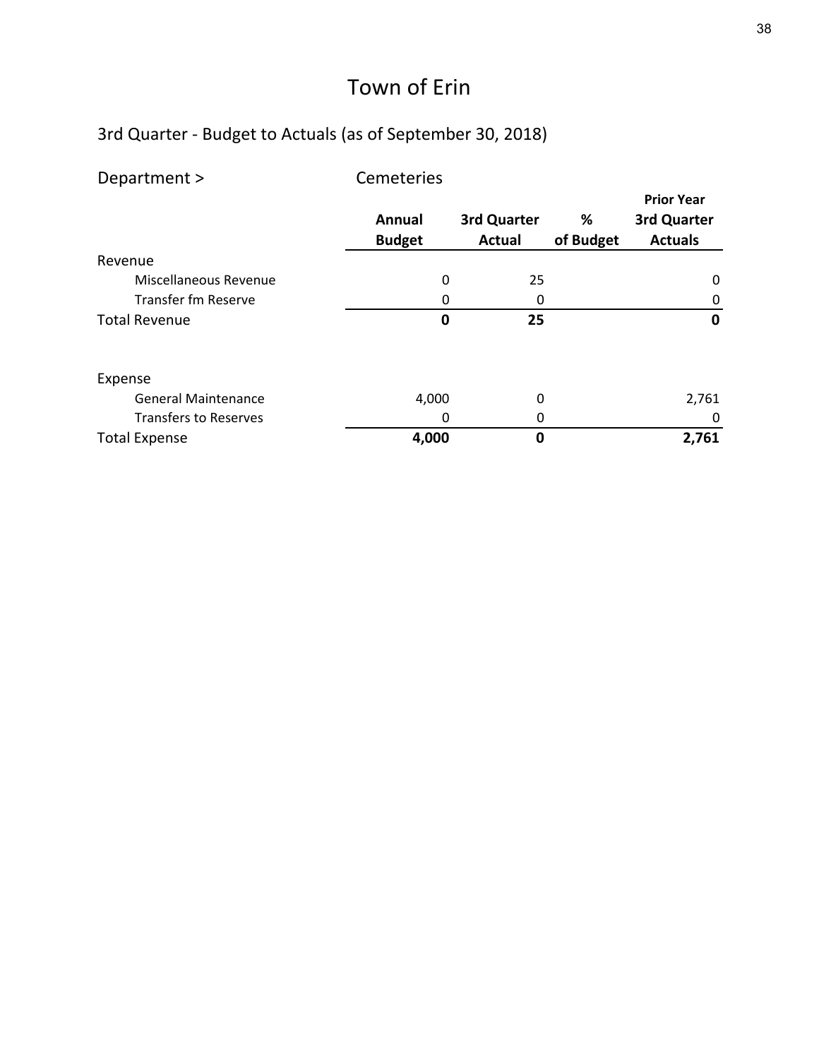# Town of Erin

## 3rd Quarter - Budget to Actuals (as of September 30, 2018)

Department > Cemeteries

| | Annual Budget | 3rd Quarter Actual | % of Budget | Prior Year 3rd Quarter Actuals |
|---|---|---|---|---|
| Revenue | | | | |
| Miscellaneous Revenue | 0 | 25 | | 0 |
| Transfer fm Reserve | 0 | 0 | | 0 |
| **Total Revenue** | **0** | **25** | | **0** |
| | | | | |
| Expense | | | | |
| General Maintenance | 4,000 | 0 | | 2,761 |
| Transfers to Reserves | 0 | 0 | | 0 |
| **Total Expense** | **4,000** | **0** | | **2,761** |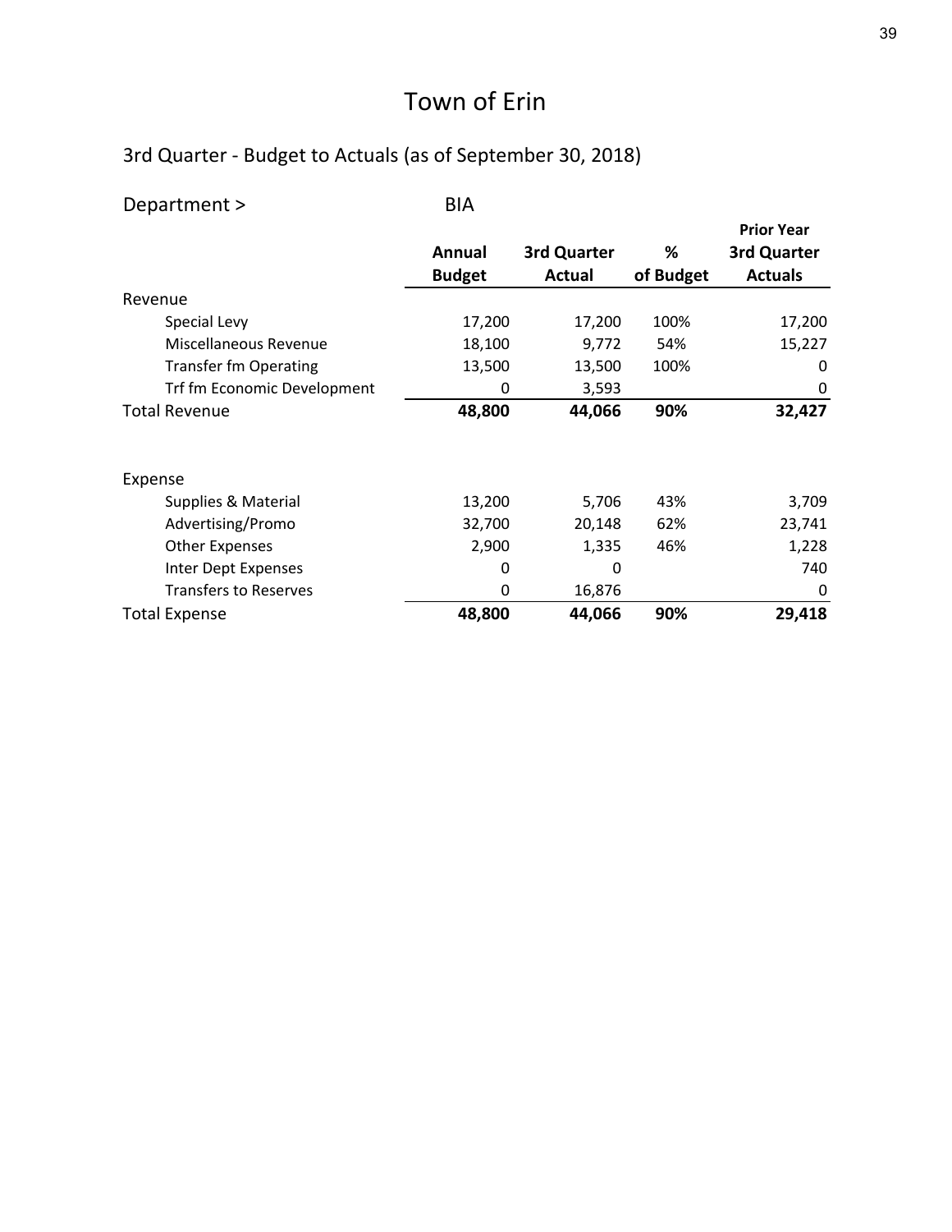# Town of Erin

## 3rd Quarter - Budget to Actuals (as of September 30, 2018)

Department > BIA

| | Annual Budget | 3rd Quarter Actual | % of Budget | Prior Year 3rd Quarter Actuals |
|---|---|---|---|---|
| Revenue | | | | |
| Special Levy | 17,200 | 17,200 | 100% | 17,200 |
| Miscellaneous Revenue | 18,100 | 9,772 | 54% | 15,227 |
| Transfer fm Operating | 13,500 | 13,500 | 100% | 0 |
| Trf fm Economic Development | 0 | 3,593 | | 0 |
| Total Revenue | **48,800** | **44,066** | **90%** | **32,427** |
| | | | | |
| Expense | | | | |
| Supplies & Material | 13,200 | 5,706 | 43% | 3,709 |
| Advertising/Promo | 32,700 | 20,148 | 62% | 23,741 |
| Other Expenses | 2,900 | 1,335 | 46% | 1,228 |
| Inter Dept Expenses | 0 | 0 | | 740 |
| Transfers to Reserves | 0 | 16,876 | | 0 |
| Total Expense | **48,800** | **44,066** | **90%** | **29,418** |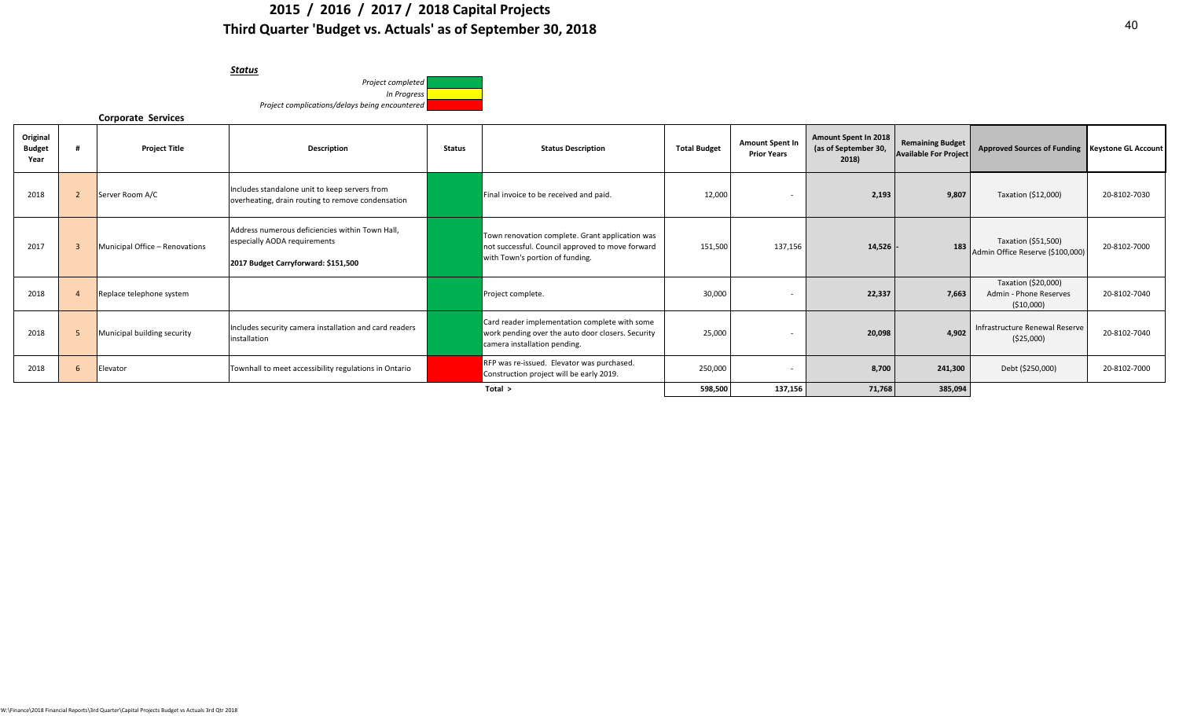# 2015 / 2016 / 2017 / 2018 Capital Projects
## Third Quarter 'Budget vs. Actuals' as of September 30, 2018

***Status***

*Project completed* — Green
*In Progress* — Yellow
*Project complications/delays being encountered* — Red

**Corporate Services**

| Original Budget Year | # | Project Title | Description | Status | Status Description | Total Budget | Amount Spent In Prior Years | Amount Spent In 2018 (as of September 30, 2018) | Remaining Budget Available For Project | Approved Sources of Funding | Keystone GL Account |
|---|---|---|---|---|---|---|---|---|---|---|---|
| 2018 | 2 | Server Room A/C | Includes standalone unit to keep servers from overheating, drain routing to remove condensation | Green | Final invoice to be received and paid. | 12,000 | - | 2,193 | 9,807 | Taxation ($12,000) | 20-8102-7030 |
| 2017 | 3 | Municipal Office – Renovations | Address numerous deficiencies within Town Hall, especially AODA requirements<br>**2017 Budget Carryforward: $151,500** | Green | Town renovation complete. Grant application was not successful. Council approved to move forward with Town's portion of funding. | 151,500 | 137,156 | 14,526 | -183 | Taxation ($51,500)<br>Admin Office Reserve ($100,000) | 20-8102-7000 |
| 2018 | 4 | Replace telephone system | | Green | Project complete. | 30,000 | - | 22,337 | 7,663 | Taxation ($20,000)<br>Admin - Phone Reserves ($10,000) | 20-8102-7040 |
| 2018 | 5 | Municipal building security | Includes security camera installation and card readers installation | Green | Card reader implementation complete with some work pending over the auto door closers. Security camera installation pending. | 25,000 | - | 20,098 | 4,902 | Infrastructure Renewal Reserve ($25,000) | 20-8102-7040 |
| 2018 | 6 | Elevator | Townhall to meet accessibility regulations in Ontario | Red | RFP was re-issued. Elevator was purchased. Construction project will be early 2019. | 250,000 | - | 8,700 | 241,300 | Debt ($250,000) | 20-8102-7000 |
| | | | | | **Total >** | **598,500** | **137,156** | **71,768** | **385,094** | | |

W:\Finance\2018 Financial Reports\3rd Quarter\Capital Projects Budget vs Actuals 3rd Qtr 2018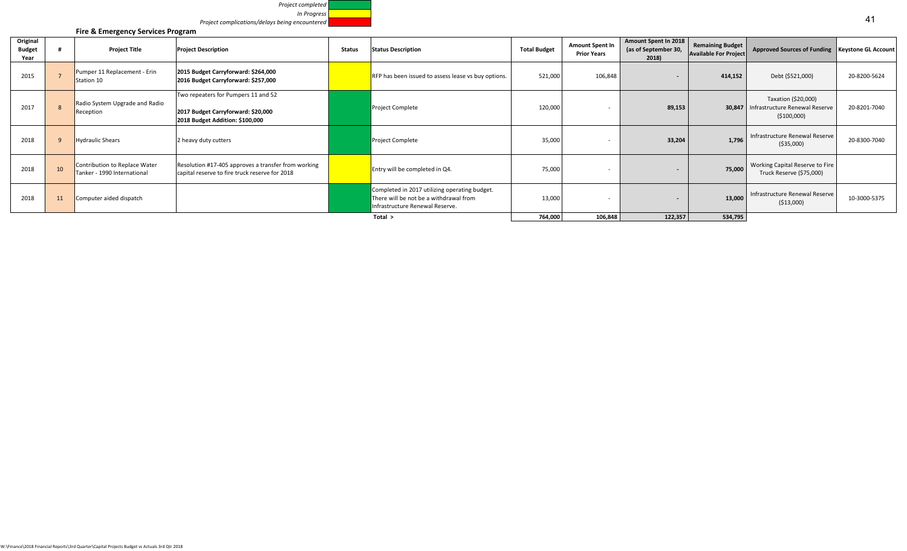*Project completed*
*In Progress*
*Project complications/delays being encountered*

**Fire & Emergency Services Program**

| Original Budget Year | # | Project Title | Project Description | Status | Status Description | Total Budget | Amount Spent In Prior Years | Amount Spent In 2018 (as of September 30, 2018) | Remaining Budget Available For Project | Approved Sources of Funding | Keystone GL Account |
|---|---|---|---|---|---|---|---|---|---|---|---|
| 2015 | 7 | Pumper 11 Replacement - Erin Station 10 | **2015 Budget Carryforward: $264,000** **2016 Budget Carryforward: $257,000** | In Progress | RFP has been issued to assess lease vs buy options. | 521,000 | 106,848 | - | **414,152** | Debt ($521,000) | 20-8200-5624 |
| 2017 | 8 | Radio System Upgrade and Radio Reception | Two repeaters for Pumpers 11 and 52 **2017 Budget Carryforward: $20,000** **2018 Budget Addition: $100,000** | Project completed | Project Complete | 120,000 | - | **89,153** | **30,847** | Taxation ($20,000) Infrastructure Renewal Reserve ($100,000) | 20-8201-7040 |
| 2018 | 9 | Hydraulic Shears | 2 heavy duty cutters | Project completed | Project Complete | 35,000 | - | **33,204** | **1,796** | Infrastructure Renewal Reserve ($35,000) | 20-8300-7040 |
| 2018 | 10 | Contribution to Replace Water Tanker - 1990 International | Resolution #17-405 approves a transfer from working capital reserve to fire truck reserve for 2018 | In Progress | Entry will be completed in Q4. | 75,000 | - | - | **75,000** | Working Capital Reserve to Fire Truck Reserve ($75,000) | |
| 2018 | 11 | Computer aided dispatch | | Project completed | Completed in 2017 utilizing operating budget. There will be not be a withdrawal from Infrastructure Renewal Reserve. | 13,000 | - | - | **13,000** | Infrastructure Renewal Reserve ($13,000) | 10-3000-5375 |
| | | | | | **Total >** | **764,000** | **106,848** | **122,357** | **534,795** | | |

W:\Finance\2018 Financial Reports\3rd Quarter\Capital Projects Budget vs Actuals 3rd Qtr 2018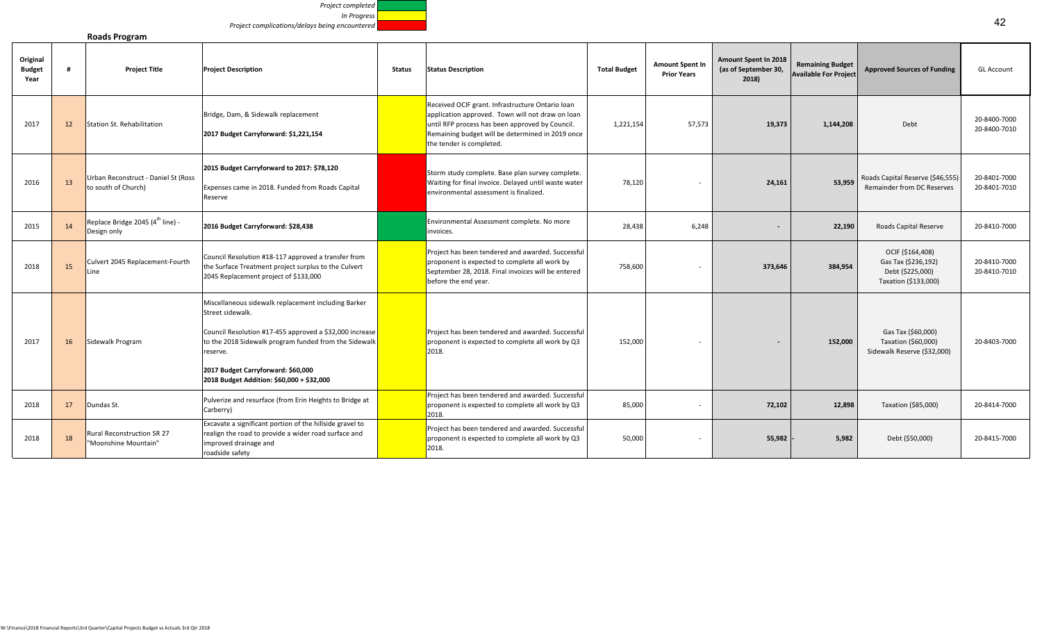Project completed (green)
In Progress (yellow)
Project complications/delays being encountered (red)

**Roads Program**

| Original Budget Year | # | Project Title | Project Description | Status | Status Description | Total Budget | Amount Spent In Prior Years | Amount Spent In 2018 (as of September 30, 2018) | Remaining Budget Available For Project | Approved Sources of Funding | GL Account |
|---|---|---|---|---|---|---|---|---|---|---|---|
| 2017 | 12 | Station St. Rehabilitation | Bridge, Dam, & Sidewalk replacement<br><br>**2017 Budget Carryforward: $1,221,154** | In Progress | Received OCIF grant. Infrastructure Ontario loan application approved. Town will not draw on loan until RFP process has been approved by Council. Remaining budget will be determined in 2019 once the tender is completed. | 1,221,154 | 57,573 | 19,373 | 1,144,208 | Debt | 20-8400-7000<br>20-8400-7010 |
| 2016 | 13 | Urban Reconstruct - Daniel St (Ross to south of Church) | **2015 Budget Carryforward to 2017: $78,120**<br><br>Expenses came in 2018. Funded from Roads Capital Reserve | Project complications/delays being encountered | Storm study complete. Base plan survey complete. Waiting for final invoice. Delayed until waste water environmental assessment is finalized. | 78,120 | - | 24,161 | 53,959 | Roads Capital Reserve ($46,555)<br>Remainder from DC Reserves | 20-8401-7000<br>20-8401-7010 |
| 2015 | 14 | Replace Bridge 2045 (4th line) - Design only | **2016 Budget Carryforward: $28,438** | Project completed | Environmental Assessment complete. No more invoices. | 28,438 | 6,248 | - | 22,190 | Roads Capital Reserve | 20-8410-7000 |
| 2018 | 15 | Culvert 2045 Replacement-Fourth Line | Council Resolution #18-117 approved a transfer from the Surface Treatment project surplus to the Culvert 2045 Replacement project of $133,000 | In Progress | Project has been tendered and awarded. Successful proponent is expected to complete all work by September 28, 2018. Final invoices will be entered before the end year. | 758,600 | - | 373,646 | 384,954 | OCIF ($164,408)<br>Gas Tax ($236,192)<br>Debt ($225,000)<br>Taxation ($133,000) | 20-8410-7000<br>20-8410-7010 |
| 2017 | 16 | Sidewalk Program | Miscellaneous sidewalk replacement including Barker Street sidewalk.<br><br>Council Resolution #17-455 approved a $32,000 increase to the 2018 Sidewalk program funded from the Sidewalk reserve.<br><br>**2017 Budget Carryforward: $60,000**<br>**2018 Budget Addition: $60,000 + $32,000** | In Progress | Project has been tendered and awarded. Successful proponent is expected to complete all work by Q3 2018. | 152,000 | - | - | 152,000 | Gas Tax ($60,000)<br>Taxation ($60,000)<br>Sidewalk Reserve ($32,000) | 20-8403-7000 |
| 2018 | 17 | Dundas St. | Pulverize and resurface (from Erin Heights to Bridge at Carberry) | In Progress | Project has been tendered and awarded. Successful proponent is expected to complete all work by Q3 2018. | 85,000 | - | 72,102 | 12,898 | Taxation ($85,000) | 20-8414-7000 |
| 2018 | 18 | Rural Reconstruction SR 27 "Moonshine Mountain" | Excavate a significant portion of the hillside gravel to realign the road to provide a wider road surface and improved drainage and roadside safety | In Progress | Project has been tendered and awarded. Successful proponent is expected to complete all work by Q3 2018. | 50,000 | - | 55,982 | - 5,982 | Debt ($50,000) | 20-8415-7000 |

W:\Finance\2018 Financial Reports\3rd Quarter\Capital Projects Budget vs Actuals 3rd Qtr 2018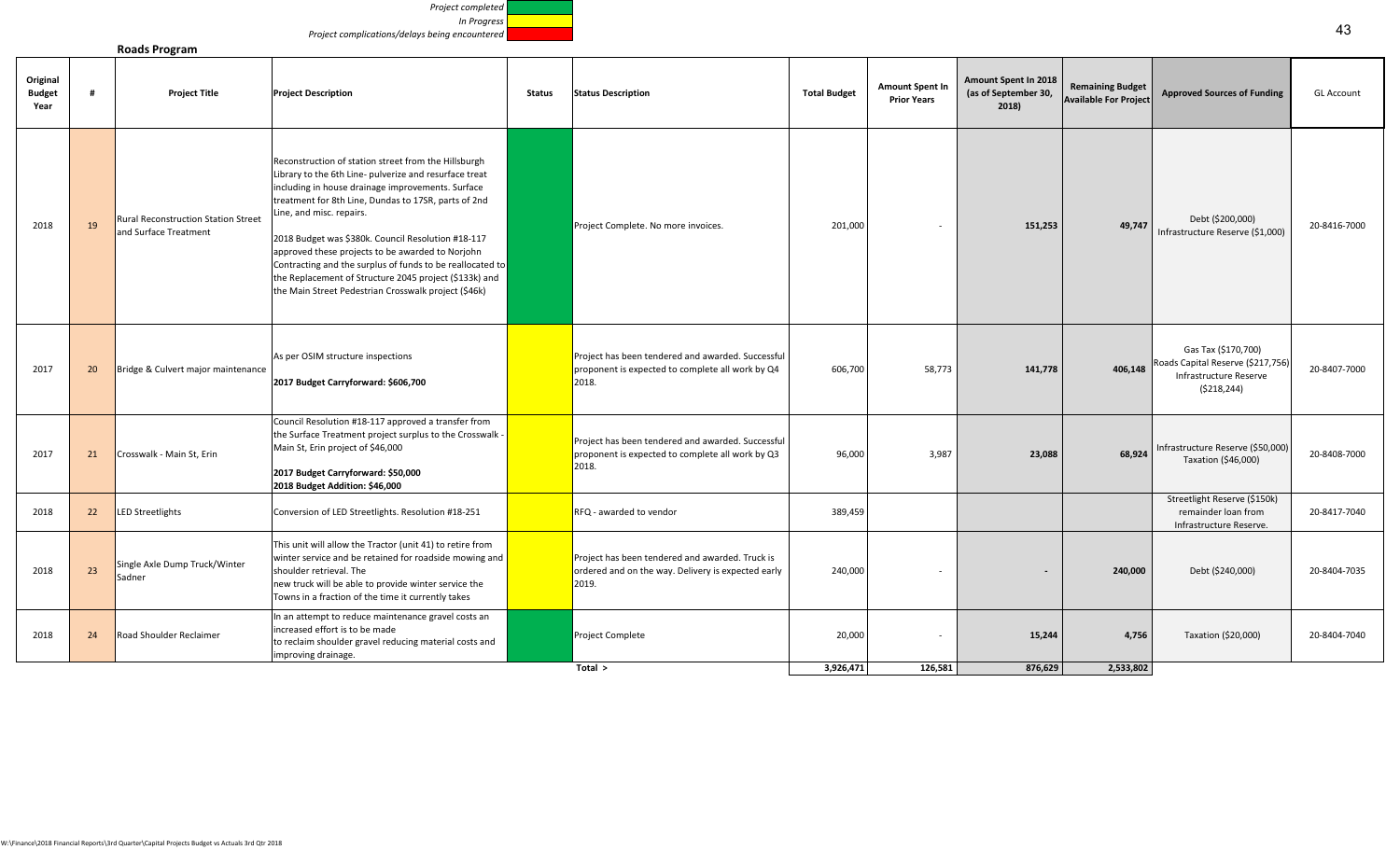*Project completed*
*In Progress*
*Project complications/delays being encountered*

## Roads Program

| Original Budget Year | # | Project Title | Project Description | Status | Status Description | Total Budget | Amount Spent In Prior Years | Amount Spent In 2018 (as of September 30, 2018) | Remaining Budget Available For Project | Approved Sources of Funding | GL Account |
|---|---|---|---|---|---|---|---|---|---|---|---|
| 2018 | 19 | Rural Reconstruction Station Street and Surface Treatment | Reconstruction of station street from the Hillsburgh Library to the 6th Line- pulverize and resurface treat including in house drainage improvements. Surface treatment for 8th Line, Dundas to 17SR, parts of 2nd Line, and misc. repairs.<br><br>2018 Budget was $380k. Council Resolution #18-117 approved these projects to be awarded to Norjohn Contracting and the surplus of funds to be reallocated to the Replacement of Structure 2045 project ($133k) and the Main Street Pedestrian Crosswalk project ($46k) | Project completed | Project Complete. No more invoices. | 201,000 | - | **151,253** | **49,747** | Debt ($200,000)<br>Infrastructure Reserve ($1,000) | 20-8416-7000 |
| 2017 | 20 | Bridge & Culvert major maintenance | As per OSIM structure inspections<br><br>**2017 Budget Carryforward: $606,700** | In Progress | Project has been tendered and awarded. Successful proponent is expected to complete all work by Q4 2018. | 606,700 | 58,773 | **141,778** | **406,148** | Gas Tax ($170,700)<br>Roads Capital Reserve ($217,756)<br>Infrastructure Reserve ($218,244) | 20-8407-7000 |
| 2017 | 21 | Crosswalk - Main St, Erin | Council Resolution #18-117 approved a transfer from the Surface Treatment project surplus to the Crosswalk - Main St, Erin project of $46,000<br><br>**2017 Budget Carryforward: $50,000**<br>**2018 Budget Addition: $46,000** | In Progress | Project has been tendered and awarded. Successful proponent is expected to complete all work by Q3 2018. | 96,000 | 3,987 | **23,088** | **68,924** | Infrastructure Reserve ($50,000)<br>Taxation ($46,000) | 20-8408-7000 |
| 2018 | 22 | LED Streetlights | Conversion of LED Streetlights. Resolution #18-251 | In Progress | RFQ - awarded to vendor | 389,459 | | | | Streetlight Reserve ($150k) remainder loan from Infrastructure Reserve. | 20-8417-7040 |
| 2018 | 23 | Single Axle Dump Truck/Winter Sadner | This unit will allow the Tractor (unit 41) to retire from winter service and be retained for roadside mowing and shoulder retrieval. The new truck will be able to provide winter service the Towns in a fraction of the time it currently takes | In Progress | Project has been tendered and awarded. Truck is ordered and on the way. Delivery is expected early 2019. | 240,000 | - | **-** | **240,000** | Debt ($240,000) | 20-8404-7035 |
| 2018 | 24 | Road Shoulder Reclaimer | In an attempt to reduce maintenance gravel costs an increased effort is to be made to reclaim shoulder gravel reducing material costs and improving drainage. | Project completed | Project Complete | 20,000 | - | **15,244** | **4,756** | Taxation ($20,000) | 20-8404-7040 |
| | | | | | Total > | 3,926,471 | 126,581 | 876,629 | 2,533,802 | | |

W:\Finance\2018 Financial Reports\3rd Quarter\Capital Projects Budget vs Actuals 3rd Qtr 2018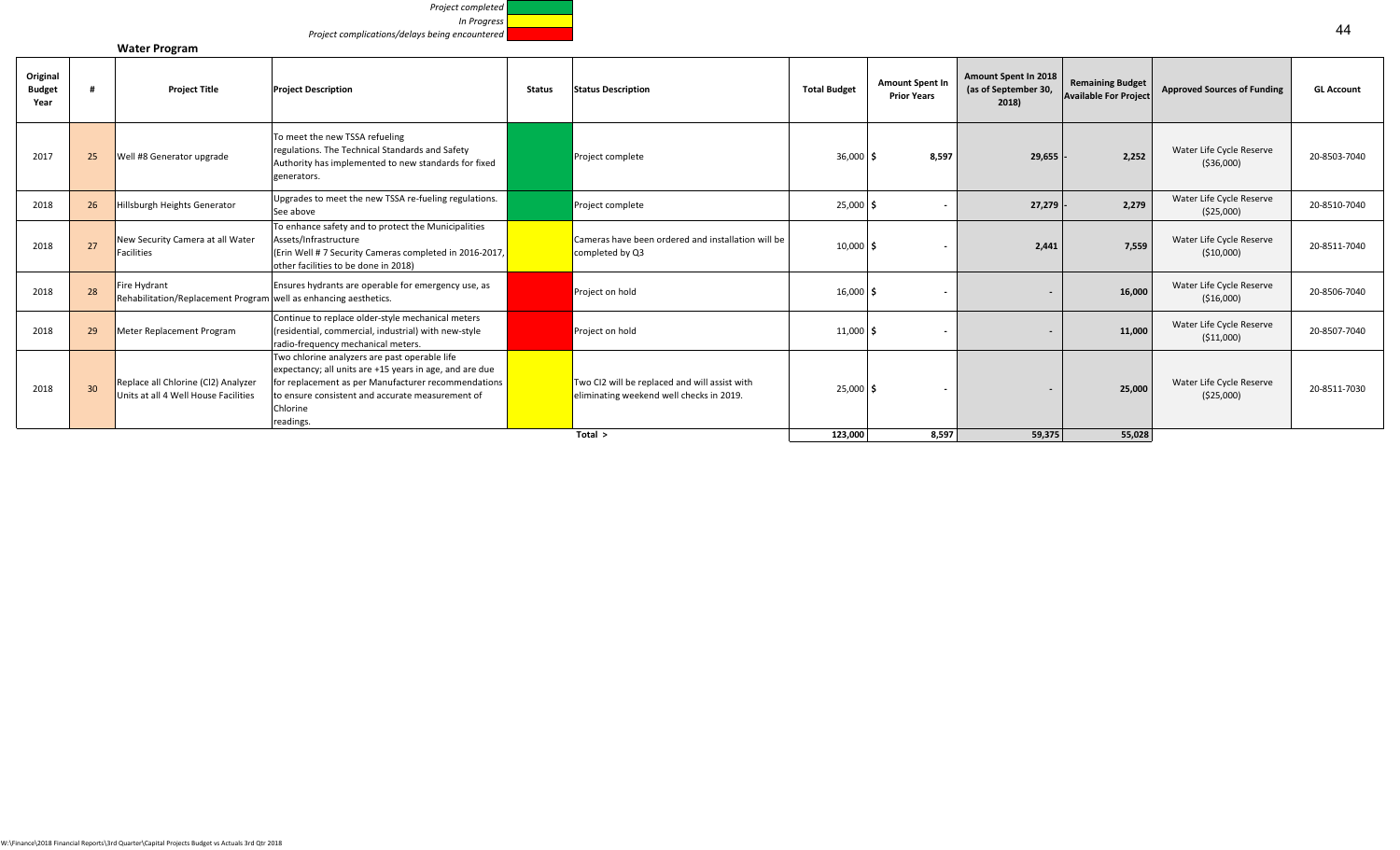*Project completed*
*In Progress*
*Project complications/delays being encountered*

## Water Program

| Original Budget Year | # | Project Title | Project Description | Status | Status Description | Total Budget | Amount Spent In Prior Years | Amount Spent In 2018 (as of September 30, 2018) | Remaining Budget Available For Project | Approved Sources of Funding | GL Account |
|---|---|---|---|---|---|---|---|---|---|---|---|
| 2017 | 25 | Well #8 Generator upgrade | To meet the new TSSA refueling regulations. The Technical Standards and Safety Authority has implemented to new standards for fixed generators. | Project completed | Project complete | 36,000 | $ 8,597 | 29,655 | - 2,252 | Water Life Cycle Reserve ($36,000) | 20-8503-7040 |
| 2018 | 26 | Hillsburgh Heights Generator | Upgrades to meet the new TSSA re-fueling regulations. See above | Project completed | Project complete | 25,000 | $ - | 27,279 | - 2,279 | Water Life Cycle Reserve ($25,000) | 20-8510-7040 |
| 2018 | 27 | New Security Camera at all Water Facilities | To enhance safety and to protect the Municipalities Assets/Infrastructure (Erin Well # 7 Security Cameras completed in 2016-2017, other facilities to be done in 2018) | In Progress | Cameras have been ordered and installation will be completed by Q3 | 10,000 | $ - | 2,441 | 7,559 | Water Life Cycle Reserve ($10,000) | 20-8511-7040 |
| 2018 | 28 | Fire Hydrant Rehabilitation/Replacement Program | Ensures hydrants are operable for emergency use, as well as enhancing aesthetics. | Project complications/delays being encountered | Project on hold | 16,000 | $ - | - | 16,000 | Water Life Cycle Reserve ($16,000) | 20-8506-7040 |
| 2018 | 29 | Meter Replacement Program | Continue to replace older-style mechanical meters (residential, commercial, industrial) with new-style radio-frequency mechanical meters. | Project complications/delays being encountered | Project on hold | 11,000 | $ - | - | 11,000 | Water Life Cycle Reserve ($11,000) | 20-8507-7040 |
| 2018 | 30 | Replace all Chlorine (Cl2) Analyzer Units at all 4 Well House Facilities | Two chlorine analyzers are past operable life expectancy; all units are +15 years in age, and are due for replacement as per Manufacturer recommendations to ensure consistent and accurate measurement of Chlorine readings. | In Progress | Two Cl2 will be replaced and will assist with eliminating weekend well checks in 2019. | 25,000 | $ - | - | 25,000 | Water Life Cycle Reserve ($25,000) | 20-8511-7030 |
| | | | | | Total > | 123,000 | 8,597 | 59,375 | 55,028 | | |

W:\Finance\2018 Financial Reports\3rd Quarter\Capital Projects Budget vs Actuals 3rd Qtr 2018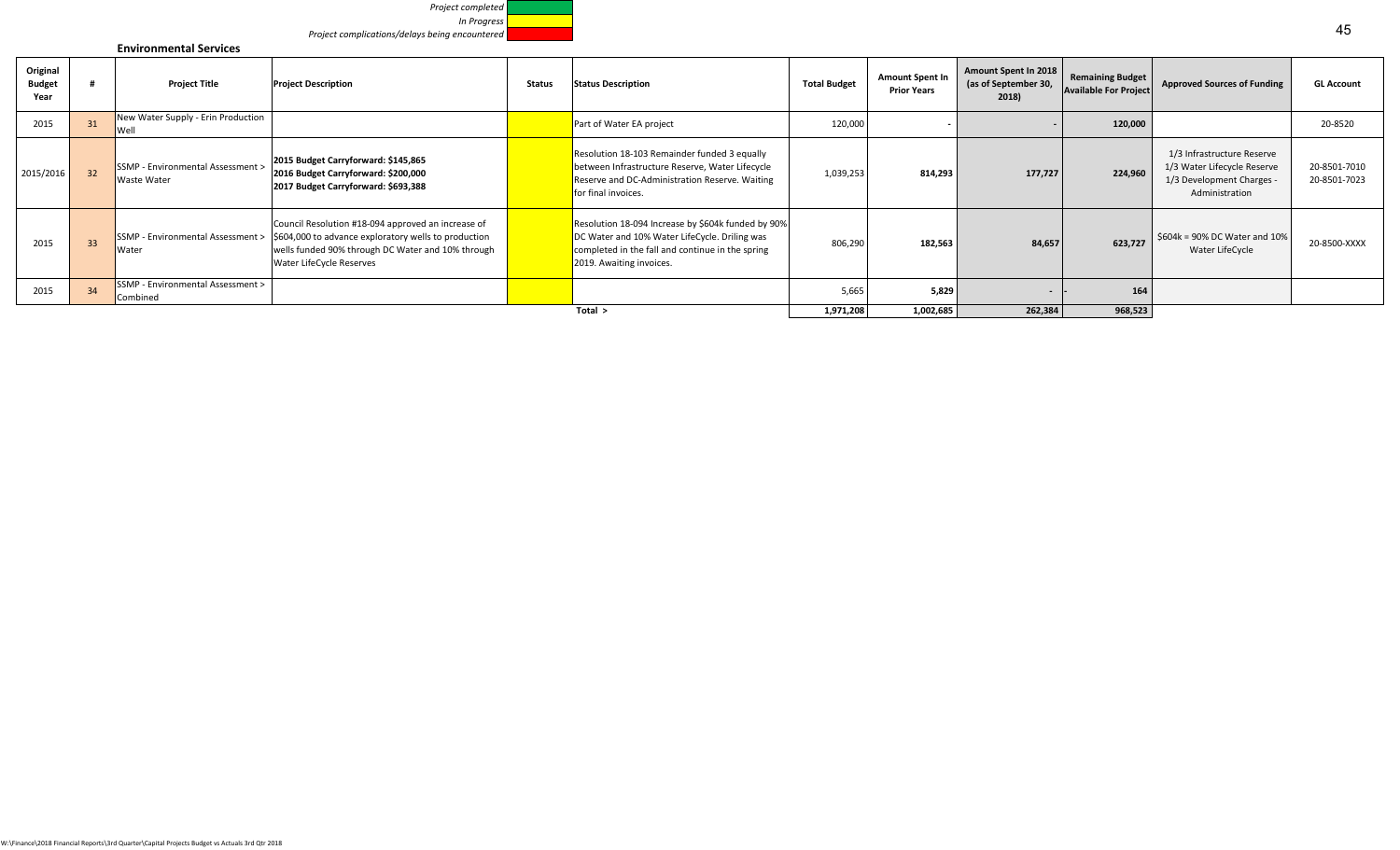*Project completed*
*In Progress*
*Project complications/delays being encountered*

## Environmental Services

| Original Budget Year | # | Project Title | Project Description | Status | Status Description | Total Budget | Amount Spent In Prior Years | Amount Spent In 2018 (as of September 30, 2018) | Remaining Budget Available For Project | Approved Sources of Funding | GL Account |
|---|---|---|---|---|---|---|---|---|---|---|---|
| 2015 | 31 | New Water Supply - Erin Production Well | | In Progress | Part of Water EA project | 120,000 | - | - | 120,000 | | 20-8520 |
| 2015/2016 | 32 | SSMP - Environmental Assessment > Waste Water | **2015 Budget Carryforward: $145,865** **2016 Budget Carryforward: $200,000** **2017 Budget Carryforward: $693,388** | In Progress | Resolution 18-103 Remainder funded 3 equally between Infrastructure Reserve, Water Lifecycle Reserve and DC-Administration Reserve. Waiting for final invoices. | 1,039,253 | 814,293 | 177,727 | 224,960 | 1/3 Infrastructure Reserve 1/3 Water Lifecycle Reserve 1/3 Development Charges - Administration | 20-8501-7010 20-8501-7023 |
| 2015 | 33 | SSMP - Environmental Assessment > Water | Council Resolution #18-094 approved an increase of $604,000 to advance exploratory wells to production wells funded 90% through DC Water and 10% through Water LifeCycle Reserves | In Progress | Resolution 18-094 Increase by $604k funded by 90% DC Water and 10% Water LifeCycle. Driling was completed in the fall and continue in the spring 2019. Awaiting invoices. | 806,290 | 182,563 | 84,657 | 623,727 | $604k = 90% DC Water and 10% Water LifeCycle | 20-8500-XXXX |
| 2015 | 34 | SSMP - Environmental Assessment > Combined | | In Progress | | 5,665 | 5,829 | - | 164 | | |
| | | | | | **Total >** | **1,971,208** | **1,002,685** | **262,384** | **968,523** | | |

W:\Finance\2018 Financial Reports\3rd Quarter\Capital Projects Budget vs Actuals 3rd Qtr 2018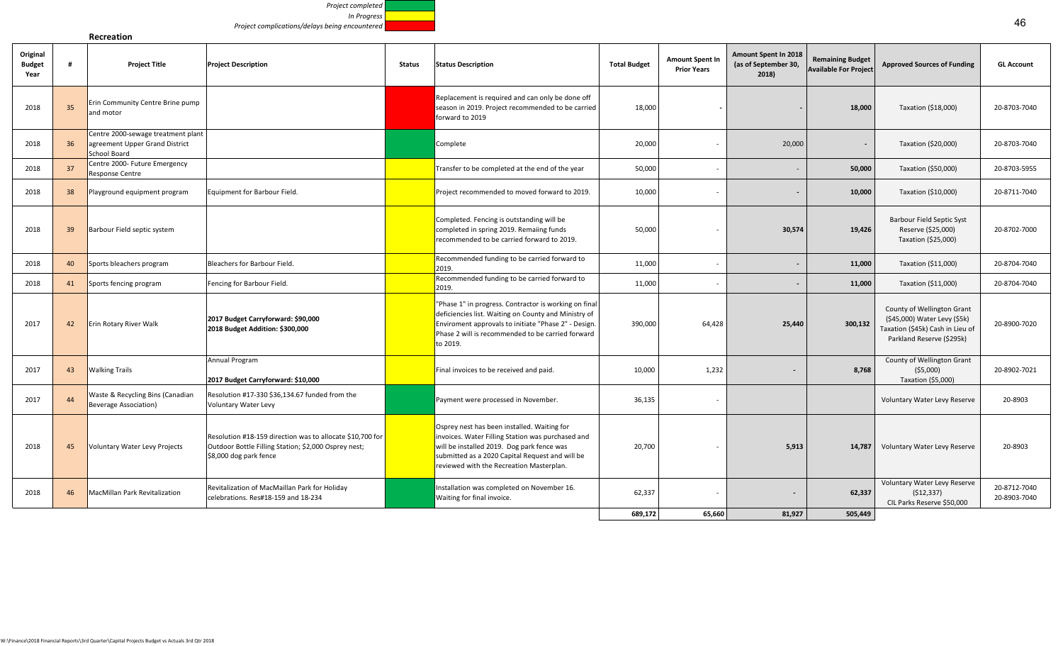*Project completed*
*In Progress*
*Project complications/delays being encountered*

## Recreation

| Original Budget Year | # | Project Title | Project Description | Status | Status Description | Total Budget | Amount Spent In Prior Years | Amount Spent In 2018 (as of September 30, 2018) | Remaining Budget Available For Project | Approved Sources of Funding | GL Account |
|---|---|---|---|---|---|---|---|---|---|---|---|
| 2018 | 35 | Erin Community Centre Brine pump and motor | | Project complications/delays being encountered | Replacement is required and can only be done off season in 2019. Project recommended to be carried forward to 2019 | 18,000 | - | - | 18,000 | Taxation ($18,000) | 20-8703-7040 |
| 2018 | 36 | Centre 2000-sewage treatment plant agreement Upper Grand District School Board | | Project completed | Complete | 20,000 | - | 20,000 | - | Taxation ($20,000) | 20-8703-7040 |
| 2018 | 37 | Centre 2000- Future Emergency Response Centre | | In Progress | Transfer to be completed at the end of the year | 50,000 | - | - | 50,000 | Taxation ($50,000) | 20-8703-5955 |
| 2018 | 38 | Playground equipment program | Equipment for Barbour Field. | In Progress | Project recommended to moved forward to 2019. | 10,000 | - | - | 10,000 | Taxation ($10,000) | 20-8711-7040 |
| 2018 | 39 | Barbour Field septic system | | In Progress | Completed. Fencing is outstanding will be completed in spring 2019. Remaiing funds recommended to be carried forward to 2019. | 50,000 | - | 30,574 | 19,426 | Barbour Field Septic Syst Reserve ($25,000) Taxation ($25,000) | 20-8702-7000 |
| 2018 | 40 | Sports bleachers program | Bleachers for Barbour Field. | In Progress | Recommended funding to be carried forward to 2019. | 11,000 | - | - | 11,000 | Taxation ($11,000) | 20-8704-7040 |
| 2018 | 41 | Sports fencing program | Fencing for Barbour Field. | In Progress | Recommended funding to be carried forward to 2019. | 11,000 | - | - | 11,000 | Taxation ($11,000) | 20-8704-7040 |
| 2017 | 42 | Erin Rotary River Walk | **2017 Budget Carryforward: $90,000** **2018 Budget Addition: $300,000** | In Progress | "Phase 1" in progress. Contractor is working on final deficiencies list. Waiting on County and Ministry of Enviroment approvals to initiate "Phase 2" - Design. Phase 2 will is recommended to be carried forward to 2019. | 390,000 | 64,428 | 25,440 | 300,132 | County of Wellington Grant ($45,000) Water Levy ($5k) Taxation ($45k) Cash in Lieu of Parkland Reserve ($295k) | 20-8900-7020 |
| 2017 | 43 | Walking Trails | Annual Program **2017 Budget Carryforward: $10,000** | In Progress | Final invoices to be received and paid. | 10,000 | 1,232 | - | 8,768 | County of Wellington Grant ($5,000) Taxation ($5,000) | 20-8902-7021 |
| 2017 | 44 | Waste & Recycling Bins (Canadian Beverage Association) | Resolution #17-330 $36,134.67 funded from the Voluntary Water Levy | Project completed | Payment were processed in November. | 36,135 | - | | | Voluntary Water Levy Reserve | 20-8903 |
| 2018 | 45 | Voluntary Water Levy Projects | Resolution #18-159 direction was to allocate $10,700 for Outdoor Bottle Filling Station; $2,000 Osprey nest; $8,000 dog park fence | In Progress | Osprey nest has been installed. Waiting for invoices. Water Filling Station was purchased and will be installed 2019. Dog park fence was submitted as a 2020 Capital Request and will be reviewed with the Recreation Masterplan. | 20,700 | - | 5,913 | 14,787 | Voluntary Water Levy Reserve | 20-8903 |
| 2018 | 46 | MacMillan Park Revitalization | Revitalization of MacMaillan Park for Holiday celebrations. Res#18-159 and 18-234 | Project completed | Installation was completed on November 16. Waiting for final invoice. | 62,337 | - | - | 62,337 | Voluntary Water Levy Reserve ($12,337) CIL Parks Reserve $50,000 | 20-8712-7040 20-8903-7040 |
| | | | | | | 689,172 | 65,660 | 81,927 | 505,449 | | |

W:\Finance\2018 Financial Reports\3rd Quarter\Capital Projects Budget vs Actuals 3rd Qtr 2018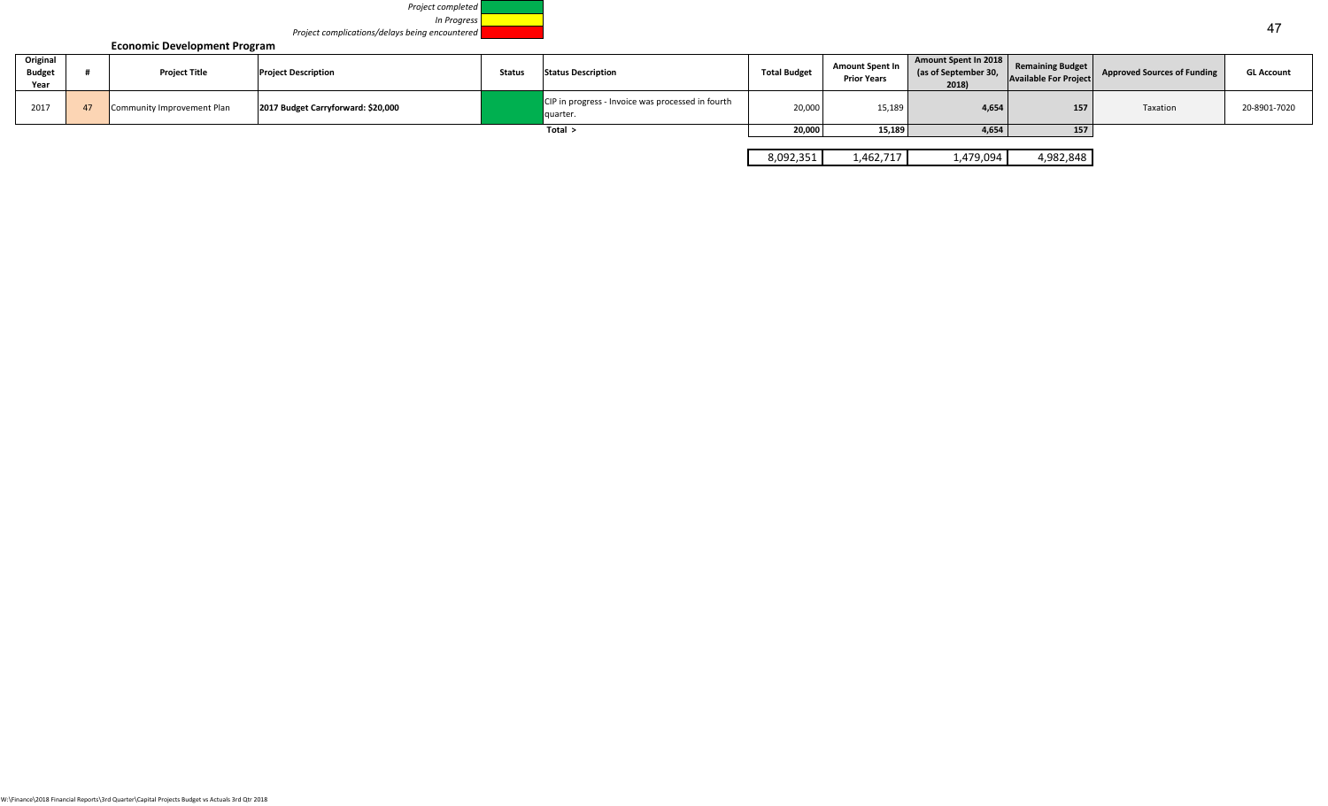*Project completed*
*In Progress*
*Project complications/delays being encountered*

**Economic Development Program**

| Original Budget Year | # | Project Title | Project Description | Status | Status Description | Total Budget | Amount Spent In Prior Years | Amount Spent In 2018 (as of September 30, 2018) | Remaining Budget Available For Project | Approved Sources of Funding | GL Account |
|---|---|---|---|---|---|---|---|---|---|---|---|
| 2017 | 47 | Community Improvement Plan | **2017 Budget Carryforward: $20,000** | | CIP in progress - Invoice was processed in fourth quarter. | 20,000 | 15,189 | **4,654** | **157** | Taxation | 20-8901-7020 |
| | | | | | **Total >** | **20,000** | **15,189** | **4,654** | **157** | | |
| | | | | | | 8,092,351 | 1,462,717 | 1,479,094 | 4,982,848 | | |

W:\Finance\2018 Financial Reports\3rd Quarter\Capital Projects Budget vs Actuals 3rd Qtr 2018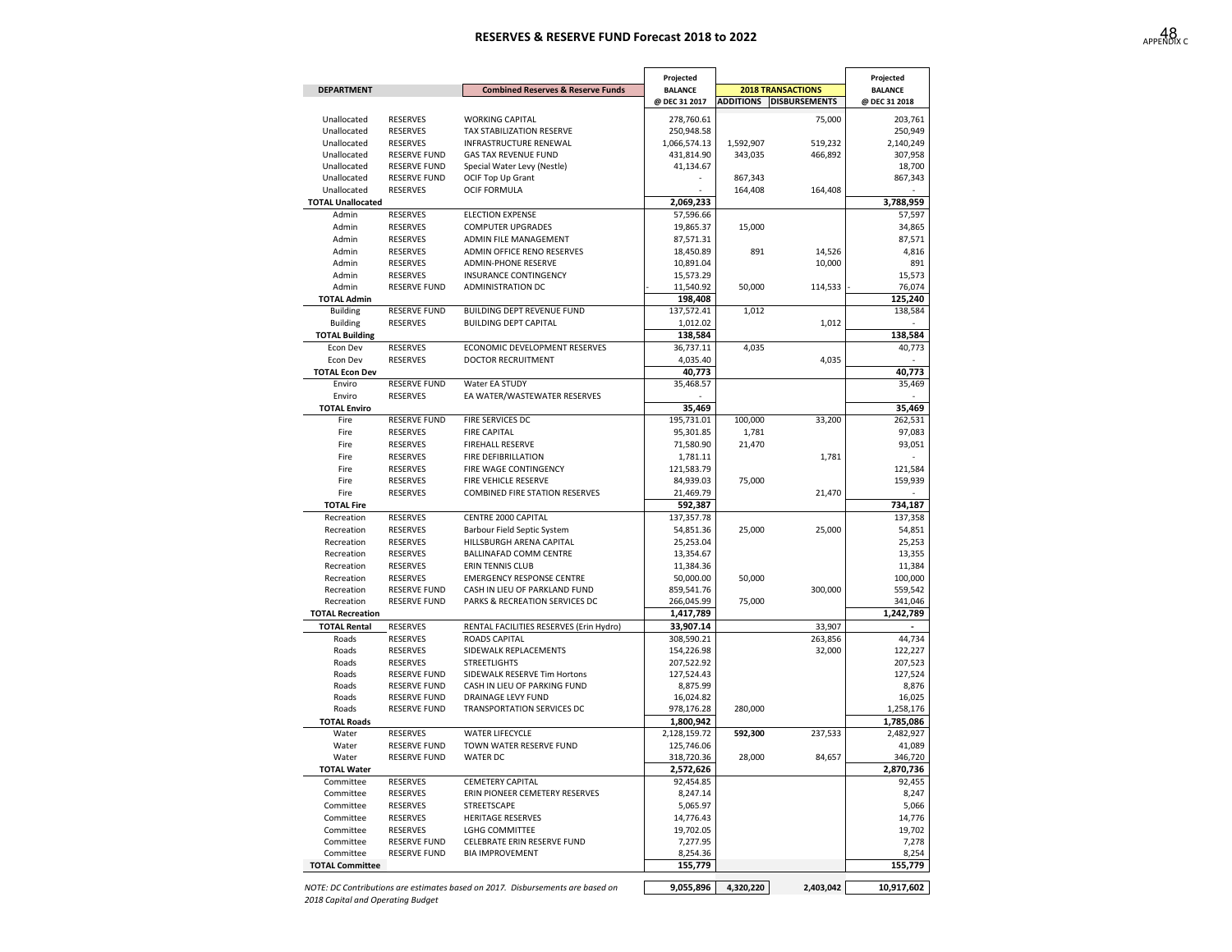# RESERVES & RESERVE FUND Forecast 2018 to 2022

APPENDIX C

| DEPARTMENT | | Combined Reserves & Reserve Funds | Projected BALANCE @ DEC 31 2017 | 2018 TRANSACTIONS ADDITIONS | DISBURSEMENTS | Projected BALANCE @ DEC 31 2018 |
|---|---|---|---|---|---|---|
| Unallocated | RESERVES | WORKING CAPITAL | 278,760.61 | | 75,000 | 203,761 |
| Unallocated | RESERVES | TAX STABILIZATION RESERVE | 250,948.58 | | | 250,949 |
| Unallocated | RESERVES | INFRASTRUCTURE RENEWAL | 1,066,574.13 | 1,592,907 | 519,232 | 2,140,249 |
| Unallocated | RESERVE FUND | GAS TAX REVENUE FUND | 431,814.90 | 343,035 | 466,892 | 307,958 |
| Unallocated | RESERVE FUND | Special Water Levy (Nestle) | 41,134.67 | | | 18,700 |
| Unallocated | RESERVE FUND | OCIF Top Up Grant | - | 867,343 | | 867,343 |
| Unallocated | RESERVES | OCIF FORMULA | - | 164,408 | 164,408 | - |
| **TOTAL Unallocated** | | | **2,069,233** | | | **3,788,959** |
| Admin | RESERVES | ELECTION EXPENSE | 57,596.66 | | | 57,597 |
| Admin | RESERVES | COMPUTER UPGRADES | 19,865.37 | 15,000 | | 34,865 |
| Admin | RESERVES | ADMIN FILE MANAGEMENT | 87,571.31 | | | 87,571 |
| Admin | RESERVES | ADMIN OFFICE RENO RESERVES | 18,450.89 | 891 | 14,526 | 4,816 |
| Admin | RESERVES | ADMIN-PHONE RESERVE | 10,891.04 | | 10,000 | 891 |
| Admin | RESERVES | INSURANCE CONTINGENCY | 15,573.29 | | | 15,573 |
| Admin | RESERVE FUND | ADMINISTRATION DC | - 11,540.92 | 50,000 | 114,533 | - 76,074 |
| **TOTAL Admin** | | | **198,408** | | | **125,240** |
| Building | RESERVE FUND | BUILDING DEPT REVENUE FUND | 137,572.41 | 1,012 | | 138,584 |
| Building | RESERVES | BUILDING DEPT CAPITAL | 1,012.02 | | 1,012 | - |
| **TOTAL Building** | | | **138,584** | | | **138,584** |
| Econ Dev | RESERVES | ECONOMIC DEVELOPMENT RESERVES | 36,737.11 | 4,035 | | 40,773 |
| Econ Dev | RESERVES | DOCTOR RECRUITMENT | 4,035.40 | | 4,035 | - |
| **TOTAL Econ Dev** | | | **40,773** | | | **40,773** |
| Enviro | RESERVE FUND | Water EA STUDY | 35,468.57 | | | 35,469 |
| Enviro | RESERVES | EA WATER/WASTEWATER RESERVES | - | | | - |
| **TOTAL Enviro** | | | **35,469** | | | **35,469** |
| Fire | RESERVE FUND | FIRE SERVICES DC | 195,731.01 | 100,000 | 33,200 | 262,531 |
| Fire | RESERVES | FIRE CAPITAL | 95,301.85 | 1,781 | | 97,083 |
| Fire | RESERVES | FIREHALL RESERVE | 71,580.90 | 21,470 | | 93,051 |
| Fire | RESERVES | FIRE DEFIBRILLATION | 1,781.11 | | 1,781 | - |
| Fire | RESERVES | FIRE WAGE CONTINGENCY | 121,583.79 | | | 121,584 |
| Fire | RESERVES | FIRE VEHICLE RESERVE | 84,939.03 | 75,000 | | 159,939 |
| Fire | RESERVES | COMBINED FIRE STATION RESERVES | 21,469.79 | | 21,470 | - |
| **TOTAL Fire** | | | **592,387** | | | **734,187** |
| Recreation | RESERVES | CENTRE 2000 CAPITAL | 137,357.78 | | | 137,358 |
| Recreation | RESERVES | Barbour Field Septic System | 54,851.36 | 25,000 | 25,000 | 54,851 |
| Recreation | RESERVES | HILLSBURGH ARENA CAPITAL | 25,253.04 | | | 25,253 |
| Recreation | RESERVES | BALLINAFAD COMM CENTRE | 13,354.67 | | | 13,355 |
| Recreation | RESERVES | ERIN TENNIS CLUB | 11,384.36 | | | 11,384 |
| Recreation | RESERVES | EMERGENCY RESPONSE CENTRE | 50,000.00 | 50,000 | | 100,000 |
| Recreation | RESERVE FUND | CASH IN LIEU OF PARKLAND FUND | 859,541.76 | | 300,000 | 559,542 |
| Recreation | RESERVE FUND | PARKS & RECREATION SERVICES DC | 266,045.99 | 75,000 | | 341,046 |
| **TOTAL Recreation** | | | **1,417,789** | | | **1,242,789** |
| **TOTAL Rental** | RESERVES | RENTAL FACILITIES RESERVES (Erin Hydro) | **33,907.14** | | 33,907 | **-** |
| Roads | RESERVES | ROADS CAPITAL | 308,590.21 | | 263,856 | 44,734 |
| Roads | RESERVES | SIDEWALK REPLACEMENTS | 154,226.98 | | 32,000 | 122,227 |
| Roads | RESERVES | STREETLIGHTS | 207,522.92 | | | 207,523 |
| Roads | RESERVE FUND | SIDEWALK RESERVE Tim Hortons | 127,524.43 | | | 127,524 |
| Roads | RESERVE FUND | CASH IN LIEU OF PARKING FUND | 8,875.99 | | | 8,876 |
| Roads | RESERVE FUND | DRAINAGE LEVY FUND | 16,024.82 | | | 16,025 |
| Roads | RESERVE FUND | TRANSPORTATION SERVICES DC | 978,176.28 | 280,000 | | 1,258,176 |
| **TOTAL Roads** | | | **1,800,942** | | | **1,785,086** |
| Water | RESERVES | WATER LIFECYCLE | 2,128,159.72 | **592,300** | 237,533 | 2,482,927 |
| Water | RESERVE FUND | TOWN WATER RESERVE FUND | 125,746.06 | | | 41,089 |
| Water | RESERVE FUND | WATER DC | 318,720.36 | 28,000 | 84,657 | 346,720 |
| **TOTAL Water** | | | **2,572,626** | | | **2,870,736** |
| Committee | RESERVES | CEMETERY CAPITAL | 92,454.85 | | | 92,455 |
| Committee | RESERVES | ERIN PIONEER CEMETERY RESERVES | 8,247.14 | | | 8,247 |
| Committee | RESERVES | STREETSCAPE | 5,065.97 | | | 5,066 |
| Committee | RESERVES | HERITAGE RESERVES | 14,776.43 | | | 14,776 |
| Committee | RESERVES | LGHG COMMITTEE | 19,702.05 | | | 19,702 |
| Committee | RESERVE FUND | CELEBRATE ERIN RESERVE FUND | 7,277.95 | | | 7,278 |
| Committee | RESERVE FUND | BIA IMPROVEMENT | 8,254.36 | | | 8,254 |
| **TOTAL Committee** | | | **155,779** | | | **155,779** |
| | | | **9,055,896** | **4,320,220** | **2,403,042** | **10,917,602** |

*NOTE: DC Contributions are estimates based on 2017. Disbursements are based on 2018 Capital and Operating Budget*